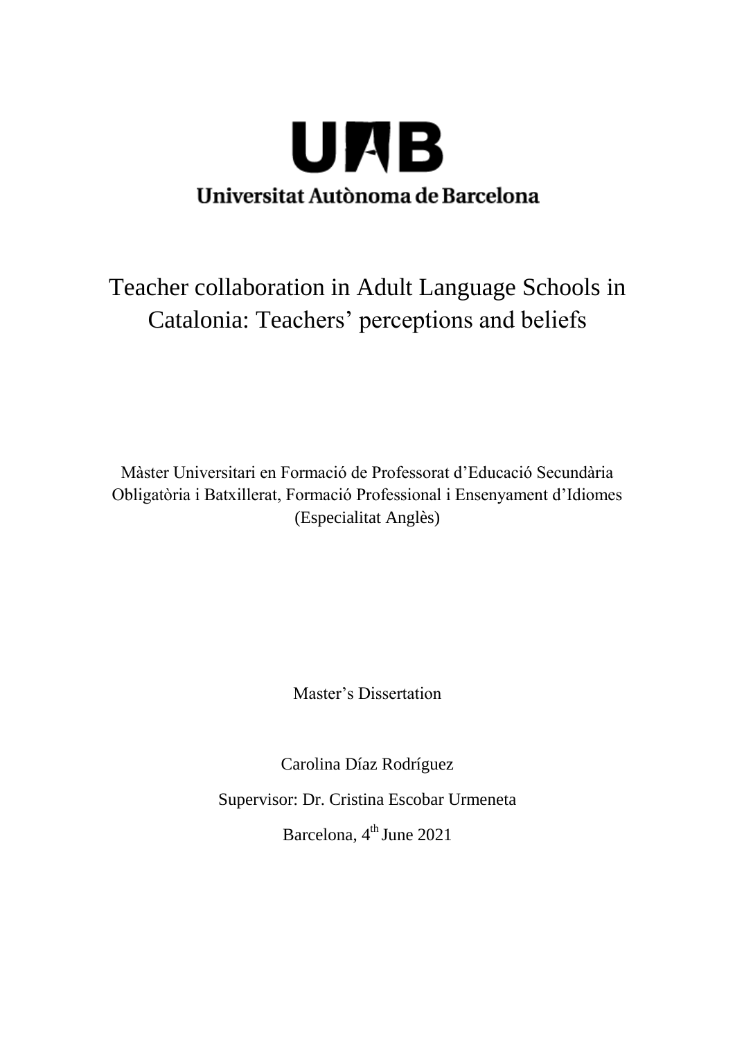UAB

Universitat Autònoma de Barcelona

# Teacher collaboration in Adult Language Schools in Catalonia: Teachers' perceptions and beliefs

Màster Universitari en Formació de Professorat d'Educació Secundària Obligatòria i Batxillerat, Formació Professional i Ensenyament d'Idiomes (Especialitat Anglès)

Master's Dissertation

Carolina Díaz Rodríguez

Supervisor: Dr. Cristina Escobar Urmeneta

Barcelona, 4th June 2021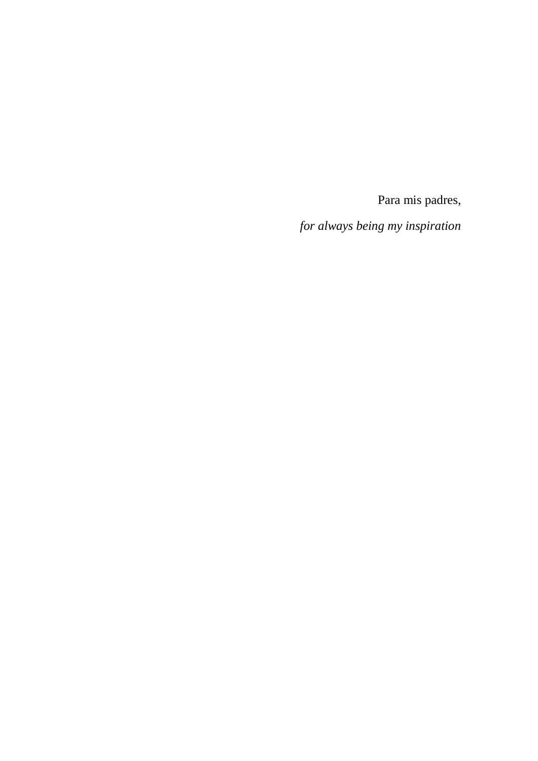Para mis padres,

*for always being my inspiration*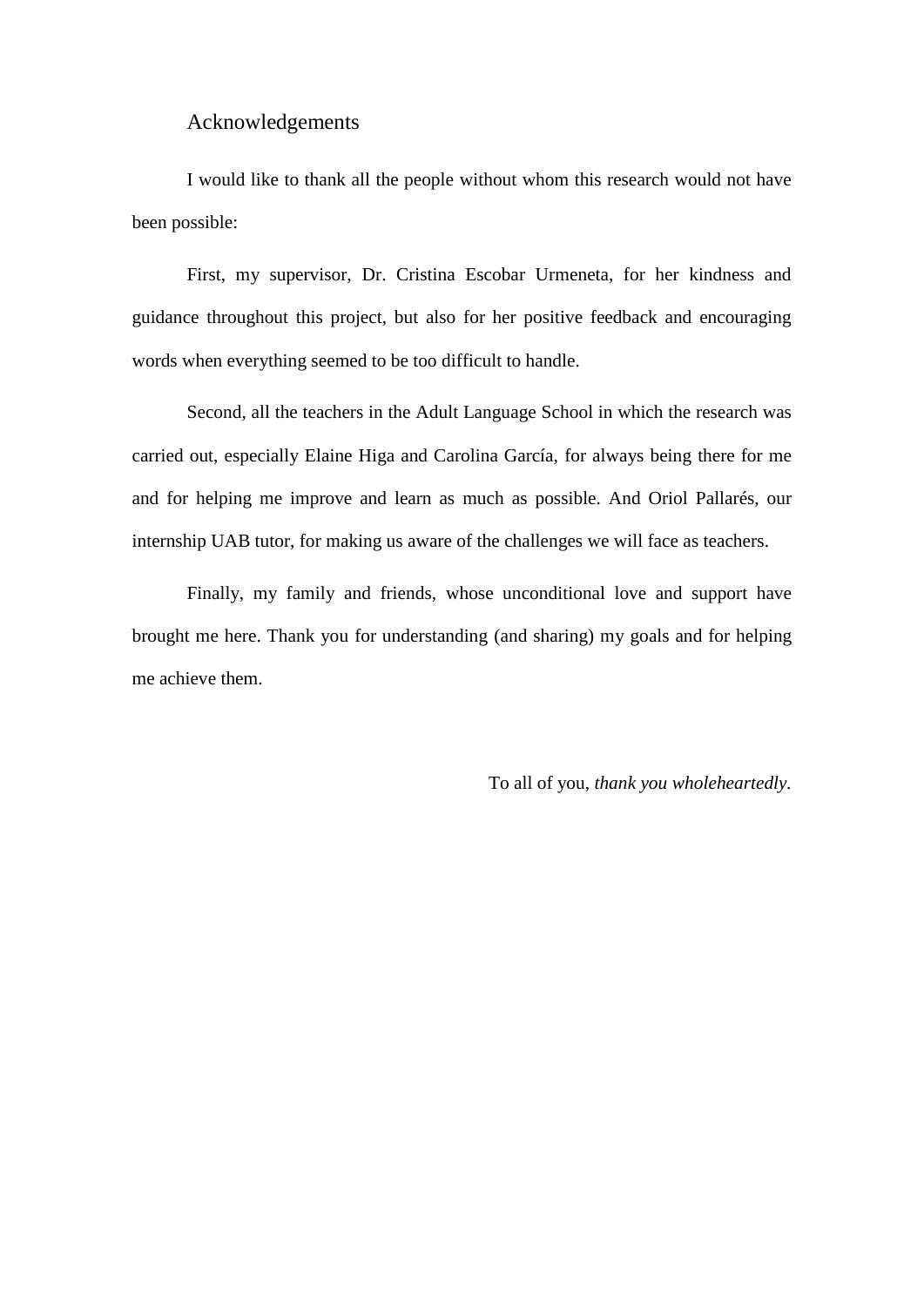# Acknowledgements

I would like to thank all the people without whom this research would not have been possible:

First, my supervisor, Dr. Cristina Escobar Urmeneta, for her kindness and guidance throughout this project, but also for her positive feedback and encouraging words when everything seemed to be too difficult to handle.

Second, all the teachers in the Adult Language School in which the research was carried out, especially Elaine Higa and Carolina García, for always being there for me and for helping me improve and learn as much as possible. And Oriol Pallarés, our internship UAB tutor, for making us aware of the challenges we will face as teachers.

Finally, my family and friends, whose unconditional love and support have brought me here. Thank you for understanding (and sharing) my goals and for helping me achieve them.

To all of you, *thank you wholeheartedly*.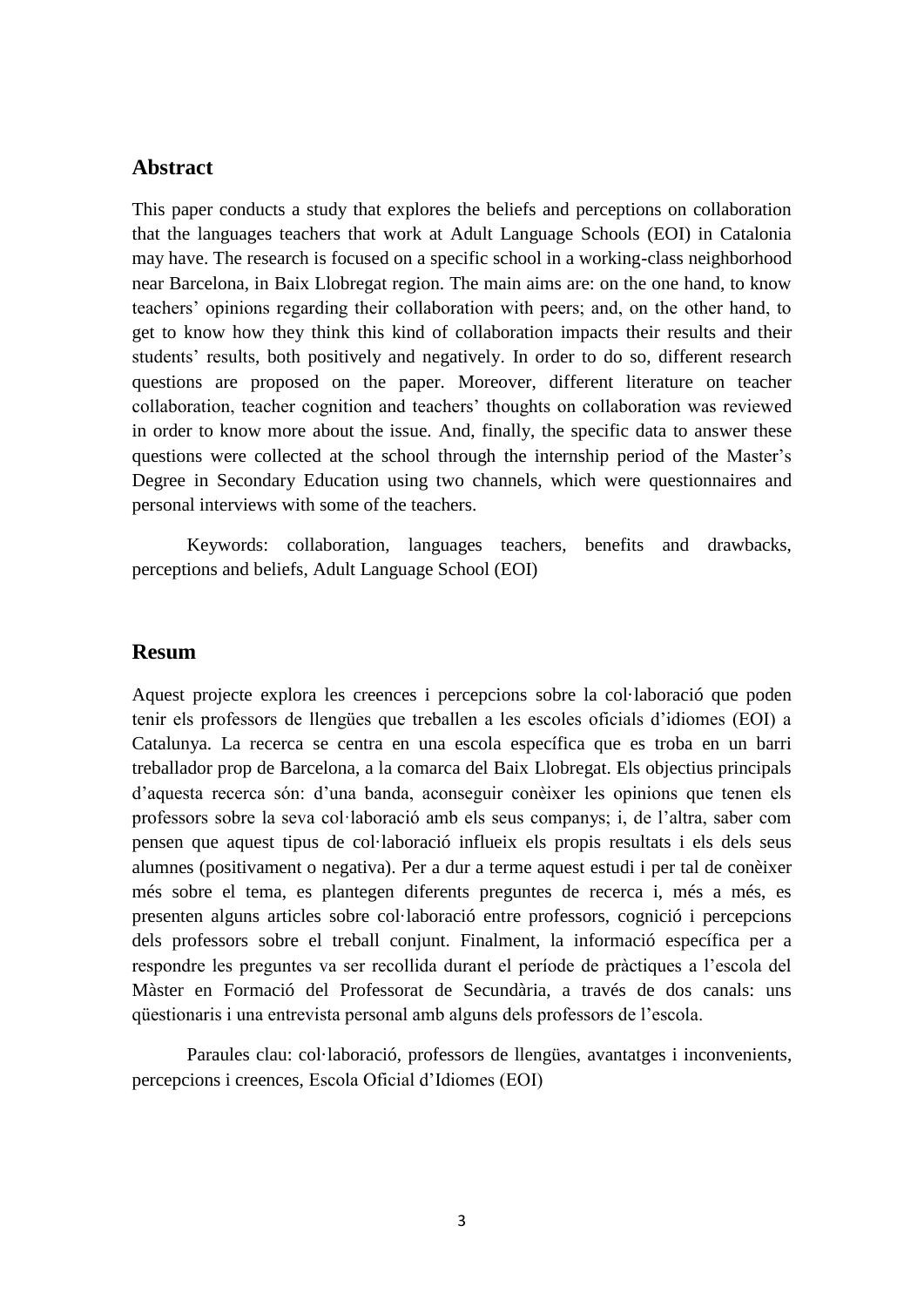## Abstract

This paper conducts a study that explores the beliefs and perceptions on collaboration that the languages teachers that work at Adult Language Schools (EOI) in Catalonia may have. The research is focused on a specific school in a working-class neighborhood near Barcelona, in Baix Llobregat region. The main aims are: on the one hand, to know teachers' opinions regarding their collaboration with peers; and, on the other hand, to get to know how they think this kind of collaboration impacts their results and their students' results, both positively and negatively. In order to do so, different research questions are proposed on the paper. Moreover, different literature on teacher collaboration, teacher cognition and teachers' thoughts on collaboration was reviewed in order to know more about the issue. And, finally, the specific data to answer these questions were collected at the school through the internship period of the Master's Degree in Secondary Education using two channels, which were questionnaires and personal interviews with some of the teachers.

Keywords: collaboration, languages teachers, benefits and drawbacks, perceptions and beliefs, Adult Language School (EOI)

## Resum

Aquest projecte explora les creences i percepcions sobre la col·laboració que poden tenir els professors de llengües que treballen a les escoles oficials d'idiomes (EOI) a Catalunya. La recerca se centra en una escola específica que es troba en un barri treballador prop de Barcelona, a la comarca del Baix Llobregat. Els objectius principals d'aquesta recerca són: d'una banda, aconseguir conèixer les opinions que tenen els professors sobre la seva col·laboració amb els seus companys; i, de l'altra, saber com pensen que aquest tipus de col·laboració influeix els propis resultats i els dels seus alumnes (positivament o negativa). Per a dur a terme aquest estudi i per tal de conèixer més sobre el tema, es plantegen diferents preguntes de recerca i, més a més, es presenten alguns articles sobre col·laboració entre professors, cognició i percepcions dels professors sobre el treball conjunt. Finalment, la informació específica per a respondre les preguntes va ser recollida durant el període de pràctiques a l'escola del Màster en Formació del Professorat de Secundària, a través de dos canals: uns qüestionaris i una entrevista personal amb alguns dels professors de l'escola.

Paraules clau: col·laboració, professors de llengües, avantatges i inconvenients, percepcions i creences, Escola Oficial d'Idiomes (EOI)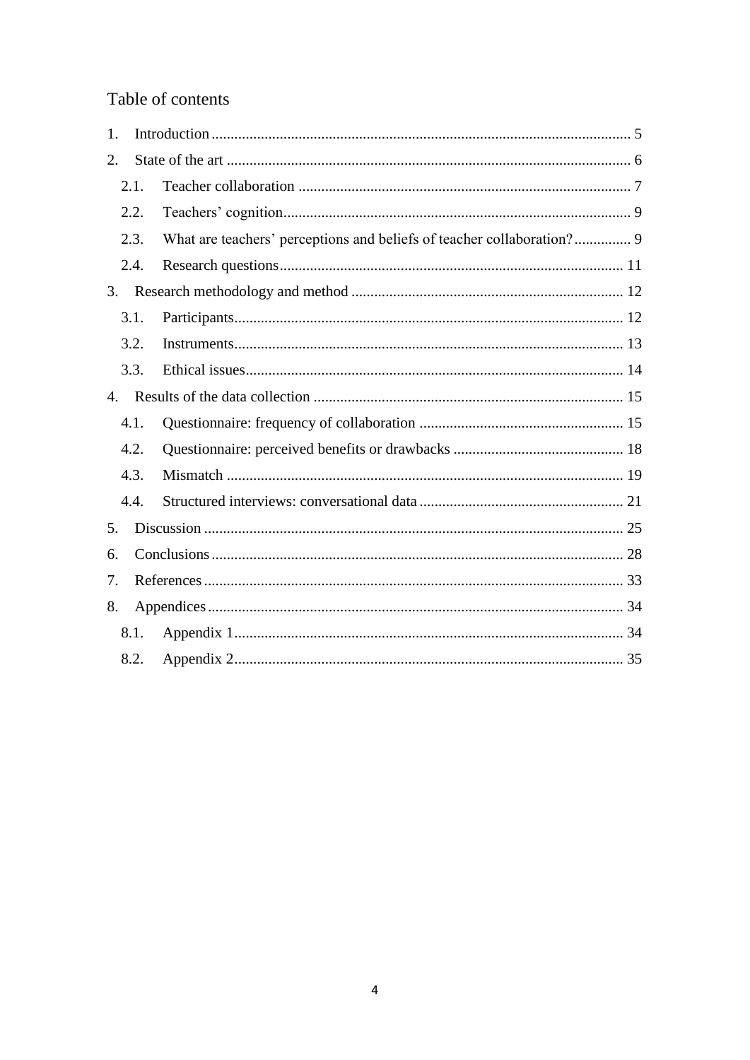## Table of contents

1. Introduction ... 5
2. State of the art ... 6
   - 2.1. Teacher collaboration ... 7
   - 2.2. Teachers' cognition ... 9
   - 2.3. What are teachers' perceptions and beliefs of teacher collaboration? ... 9
   - 2.4. Research questions ... 11
3. Research methodology and method ... 12
   - 3.1. Participants ... 12
   - 3.2. Instruments ... 13
   - 3.3. Ethical issues ... 14
4. Results of the data collection ... 15
   - 4.1. Questionnaire: frequency of collaboration ... 15
   - 4.2. Questionnaire: perceived benefits or drawbacks ... 18
   - 4.3. Mismatch ... 19
   - 4.4. Structured interviews: conversational data ... 21
5. Discussion ... 25
6. Conclusions ... 28
7. References ... 33
8. Appendices ... 34
   - 8.1. Appendix 1 ... 34
   - 8.2. Appendix 2 ... 35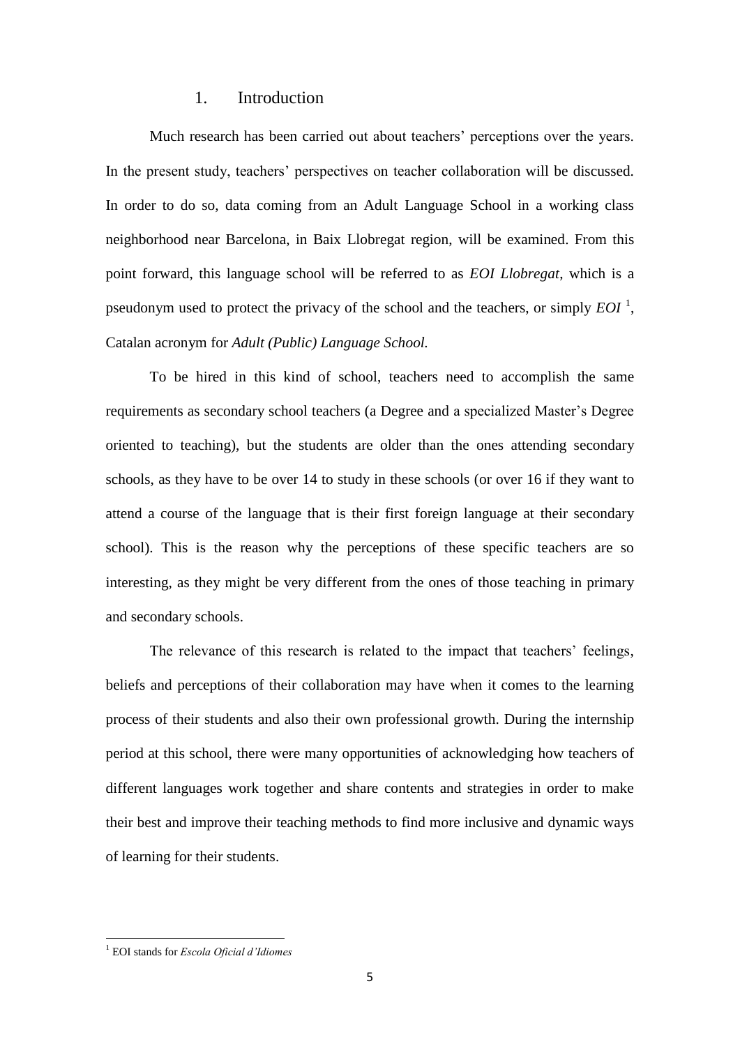# 1. Introduction

Much research has been carried out about teachers' perceptions over the years. In the present study, teachers' perspectives on teacher collaboration will be discussed. In order to do so, data coming from an Adult Language School in a working class neighborhood near Barcelona, in Baix Llobregat region, will be examined. From this point forward, this language school will be referred to as *EOI Llobregat*, which is a pseudonym used to protect the privacy of the school and the teachers, or simply *EOI* [1], Catalan acronym for *Adult (Public) Language School.*

To be hired in this kind of school, teachers need to accomplish the same requirements as secondary school teachers (a Degree and a specialized Master's Degree oriented to teaching), but the students are older than the ones attending secondary schools, as they have to be over 14 to study in these schools (or over 16 if they want to attend a course of the language that is their first foreign language at their secondary school). This is the reason why the perceptions of these specific teachers are so interesting, as they might be very different from the ones of those teaching in primary and secondary schools.

The relevance of this research is related to the impact that teachers' feelings, beliefs and perceptions of their collaboration may have when it comes to the learning process of their students and also their own professional growth. During the internship period at this school, there were many opportunities of acknowledging how teachers of different languages work together and share contents and strategies in order to make their best and improve their teaching methods to find more inclusive and dynamic ways of learning for their students.

[1] EOI stands for *Escola Oficial d'Idiomes*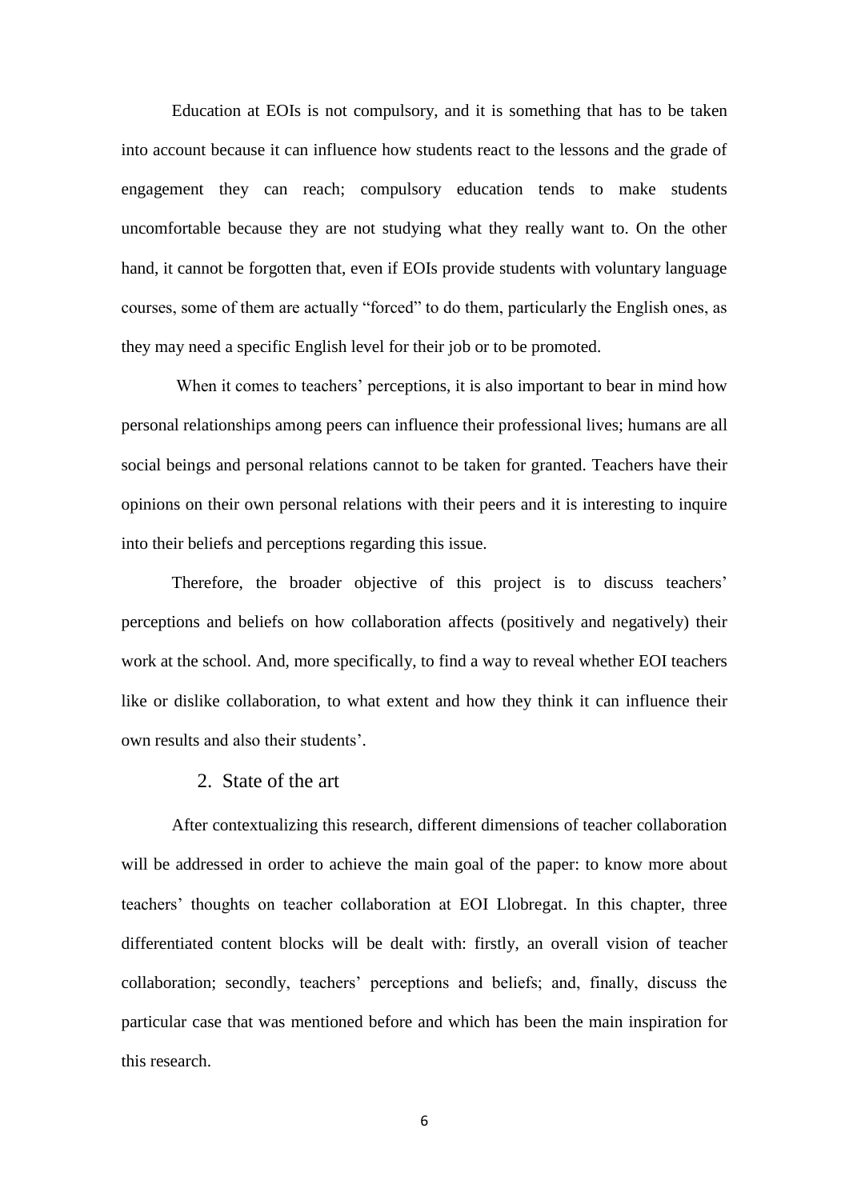Education at EOIs is not compulsory, and it is something that has to be taken into account because it can influence how students react to the lessons and the grade of engagement they can reach; compulsory education tends to make students uncomfortable because they are not studying what they really want to. On the other hand, it cannot be forgotten that, even if EOIs provide students with voluntary language courses, some of them are actually "forced" to do them, particularly the English ones, as they may need a specific English level for their job or to be promoted.

When it comes to teachers' perceptions, it is also important to bear in mind how personal relationships among peers can influence their professional lives; humans are all social beings and personal relations cannot to be taken for granted. Teachers have their opinions on their own personal relations with their peers and it is interesting to inquire into their beliefs and perceptions regarding this issue.

Therefore, the broader objective of this project is to discuss teachers' perceptions and beliefs on how collaboration affects (positively and negatively) their work at the school. And, more specifically, to find a way to reveal whether EOI teachers like or dislike collaboration, to what extent and how they think it can influence their own results and also their students'.

## 2. State of the art

After contextualizing this research, different dimensions of teacher collaboration will be addressed in order to achieve the main goal of the paper: to know more about teachers' thoughts on teacher collaboration at EOI Llobregat. In this chapter, three differentiated content blocks will be dealt with: firstly, an overall vision of teacher collaboration; secondly, teachers' perceptions and beliefs; and, finally, discuss the particular case that was mentioned before and which has been the main inspiration for this research.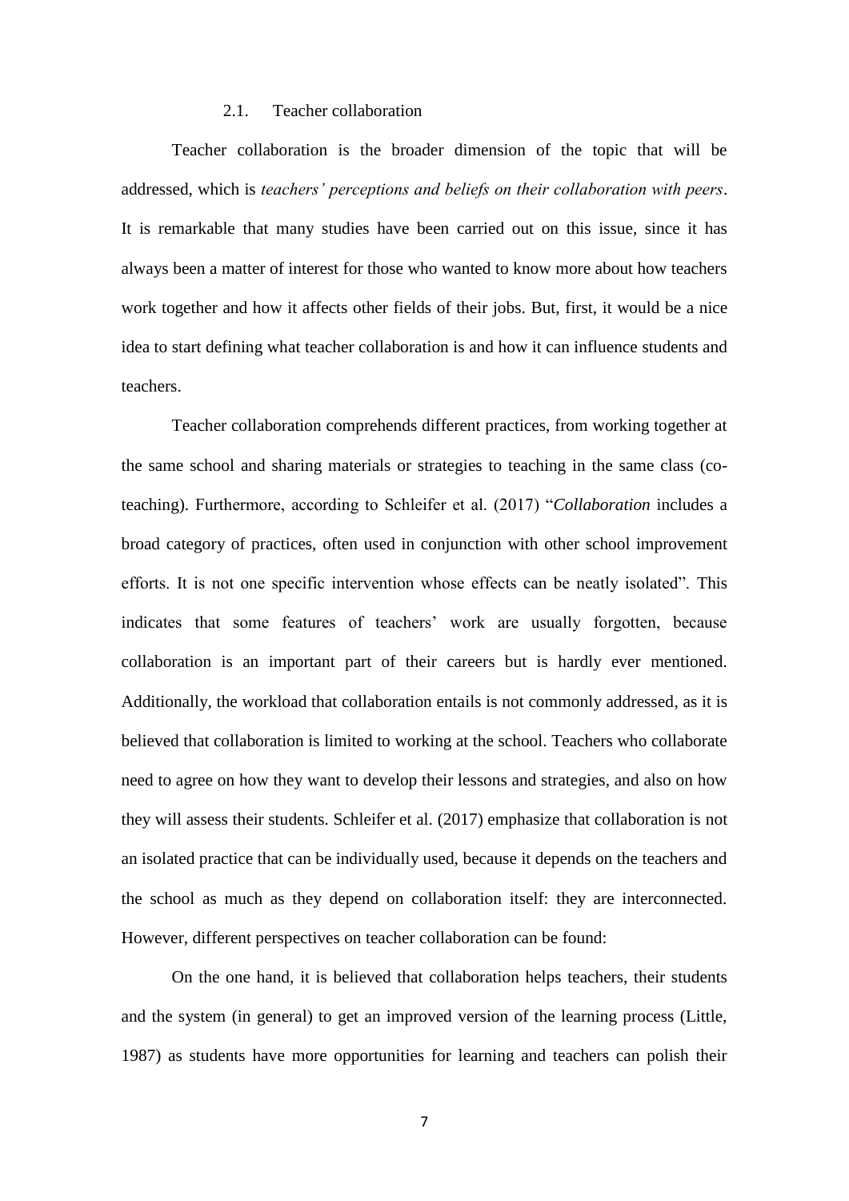## 2.1. Teacher collaboration

Teacher collaboration is the broader dimension of the topic that will be addressed, which is *teachers' perceptions and beliefs on their collaboration with peers*. It is remarkable that many studies have been carried out on this issue, since it has always been a matter of interest for those who wanted to know more about how teachers work together and how it affects other fields of their jobs. But, first, it would be a nice idea to start defining what teacher collaboration is and how it can influence students and teachers.

Teacher collaboration comprehends different practices, from working together at the same school and sharing materials or strategies to teaching in the same class (co-teaching). Furthermore, according to Schleifer et al. (2017) "*Collaboration* includes a broad category of practices, often used in conjunction with other school improvement efforts. It is not one specific intervention whose effects can be neatly isolated". This indicates that some features of teachers' work are usually forgotten, because collaboration is an important part of their careers but is hardly ever mentioned. Additionally, the workload that collaboration entails is not commonly addressed, as it is believed that collaboration is limited to working at the school. Teachers who collaborate need to agree on how they want to develop their lessons and strategies, and also on how they will assess their students. Schleifer et al. (2017) emphasize that collaboration is not an isolated practice that can be individually used, because it depends on the teachers and the school as much as they depend on collaboration itself: they are interconnected. However, different perspectives on teacher collaboration can be found:

On the one hand, it is believed that collaboration helps teachers, their students and the system (in general) to get an improved version of the learning process (Little, 1987) as students have more opportunities for learning and teachers can polish their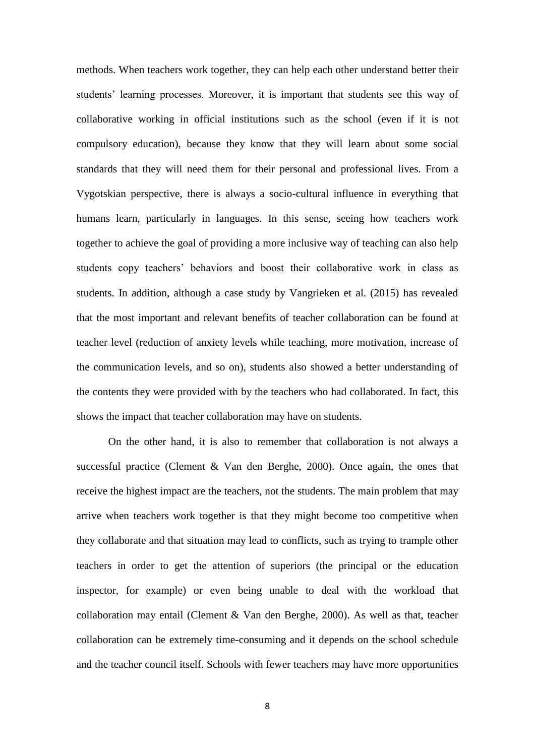methods. When teachers work together, they can help each other understand better their students' learning processes. Moreover, it is important that students see this way of collaborative working in official institutions such as the school (even if it is not compulsory education), because they know that they will learn about some social standards that they will need them for their personal and professional lives. From a Vygotskian perspective, there is always a socio-cultural influence in everything that humans learn, particularly in languages. In this sense, seeing how teachers work together to achieve the goal of providing a more inclusive way of teaching can also help students copy teachers' behaviors and boost their collaborative work in class as students. In addition, although a case study by Vangrieken et al. (2015) has revealed that the most important and relevant benefits of teacher collaboration can be found at teacher level (reduction of anxiety levels while teaching, more motivation, increase of the communication levels, and so on), students also showed a better understanding of the contents they were provided with by the teachers who had collaborated. In fact, this shows the impact that teacher collaboration may have on students.

On the other hand, it is also to remember that collaboration is not always a successful practice (Clement & Van den Berghe, 2000). Once again, the ones that receive the highest impact are the teachers, not the students. The main problem that may arrive when teachers work together is that they might become too competitive when they collaborate and that situation may lead to conflicts, such as trying to trample other teachers in order to get the attention of superiors (the principal or the education inspector, for example) or even being unable to deal with the workload that collaboration may entail (Clement & Van den Berghe, 2000). As well as that, teacher collaboration can be extremely time-consuming and it depends on the school schedule and the teacher council itself. Schools with fewer teachers may have more opportunities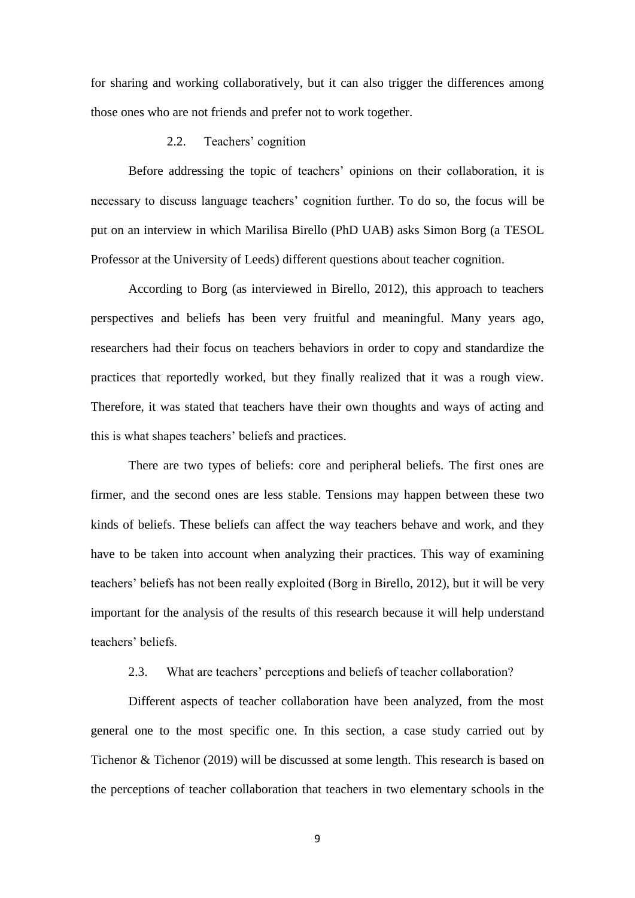for sharing and working collaboratively, but it can also trigger the differences among those ones who are not friends and prefer not to work together.

### 2.2. Teachers' cognition

Before addressing the topic of teachers' opinions on their collaboration, it is necessary to discuss language teachers' cognition further. To do so, the focus will be put on an interview in which Marilisa Birello (PhD UAB) asks Simon Borg (a TESOL Professor at the University of Leeds) different questions about teacher cognition.

According to Borg (as interviewed in Birello, 2012), this approach to teachers perspectives and beliefs has been very fruitful and meaningful. Many years ago, researchers had their focus on teachers behaviors in order to copy and standardize the practices that reportedly worked, but they finally realized that it was a rough view. Therefore, it was stated that teachers have their own thoughts and ways of acting and this is what shapes teachers' beliefs and practices.

There are two types of beliefs: core and peripheral beliefs. The first ones are firmer, and the second ones are less stable. Tensions may happen between these two kinds of beliefs. These beliefs can affect the way teachers behave and work, and they have to be taken into account when analyzing their practices. This way of examining teachers' beliefs has not been really exploited (Borg in Birello, 2012), but it will be very important for the analysis of the results of this research because it will help understand teachers' beliefs.

### 2.3. What are teachers' perceptions and beliefs of teacher collaboration?

Different aspects of teacher collaboration have been analyzed, from the most general one to the most specific one. In this section, a case study carried out by Tichenor & Tichenor (2019) will be discussed at some length. This research is based on the perceptions of teacher collaboration that teachers in two elementary schools in the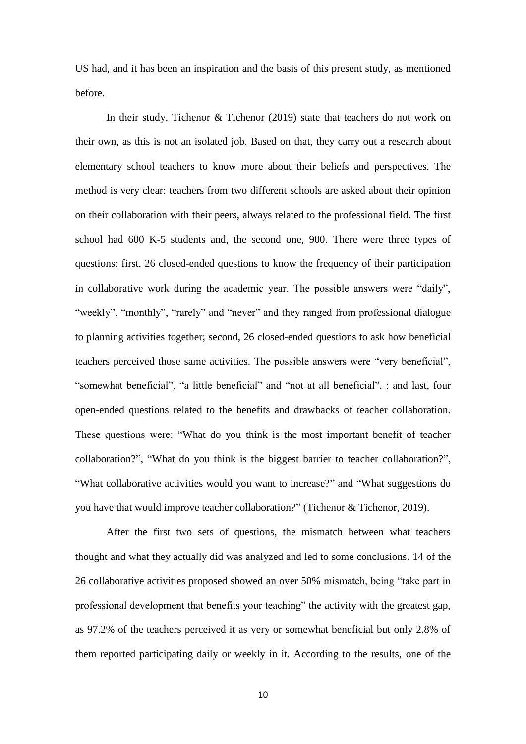US had, and it has been an inspiration and the basis of this present study, as mentioned before.

In their study, Tichenor & Tichenor (2019) state that teachers do not work on their own, as this is not an isolated job. Based on that, they carry out a research about elementary school teachers to know more about their beliefs and perspectives. The method is very clear: teachers from two different schools are asked about their opinion on their collaboration with their peers, always related to the professional field. The first school had 600 K-5 students and, the second one, 900. There were three types of questions: first, 26 closed-ended questions to know the frequency of their participation in collaborative work during the academic year. The possible answers were "daily", "weekly", "monthly", "rarely" and "never" and they ranged from professional dialogue to planning activities together; second, 26 closed-ended questions to ask how beneficial teachers perceived those same activities. The possible answers were "very beneficial", "somewhat beneficial", "a little beneficial" and "not at all beneficial". ; and last, four open-ended questions related to the benefits and drawbacks of teacher collaboration. These questions were: "What do you think is the most important benefit of teacher collaboration?", "What do you think is the biggest barrier to teacher collaboration?", "What collaborative activities would you want to increase?" and "What suggestions do you have that would improve teacher collaboration?" (Tichenor & Tichenor, 2019).

After the first two sets of questions, the mismatch between what teachers thought and what they actually did was analyzed and led to some conclusions. 14 of the 26 collaborative activities proposed showed an over 50% mismatch, being "take part in professional development that benefits your teaching" the activity with the greatest gap, as 97.2% of the teachers perceived it as very or somewhat beneficial but only 2.8% of them reported participating daily or weekly in it. According to the results, one of the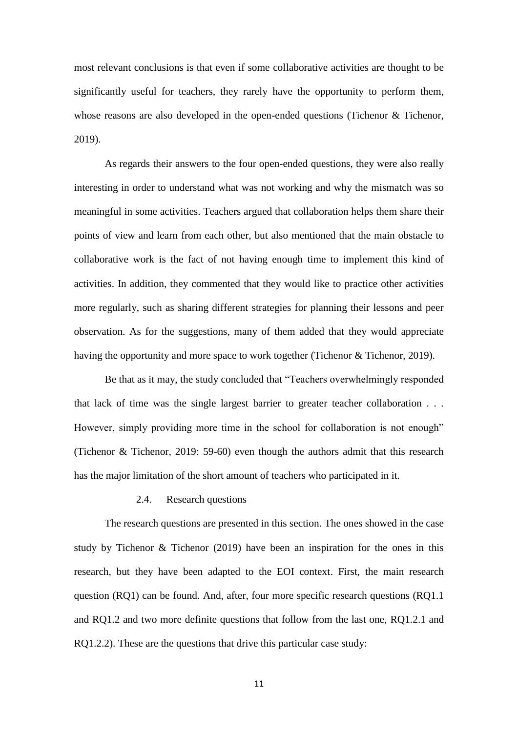most relevant conclusions is that even if some collaborative activities are thought to be significantly useful for teachers, they rarely have the opportunity to perform them, whose reasons are also developed in the open-ended questions (Tichenor & Tichenor, 2019).

As regards their answers to the four open-ended questions, they were also really interesting in order to understand what was not working and why the mismatch was so meaningful in some activities. Teachers argued that collaboration helps them share their points of view and learn from each other, but also mentioned that the main obstacle to collaborative work is the fact of not having enough time to implement this kind of activities. In addition, they commented that they would like to practice other activities more regularly, such as sharing different strategies for planning their lessons and peer observation. As for the suggestions, many of them added that they would appreciate having the opportunity and more space to work together (Tichenor & Tichenor, 2019).

Be that as it may, the study concluded that "Teachers overwhelmingly responded that lack of time was the single largest barrier to greater teacher collaboration . . . However, simply providing more time in the school for collaboration is not enough" (Tichenor & Tichenor, 2019: 59-60) even though the authors admit that this research has the major limitation of the short amount of teachers who participated in it.

### 2.4. Research questions

The research questions are presented in this section. The ones showed in the case study by Tichenor & Tichenor (2019) have been an inspiration for the ones in this research, but they have been adapted to the EOI context. First, the main research question (RQ1) can be found. And, after, four more specific research questions (RQ1.1 and RQ1.2 and two more definite questions that follow from the last one, RQ1.2.1 and RQ1.2.2). These are the questions that drive this particular case study: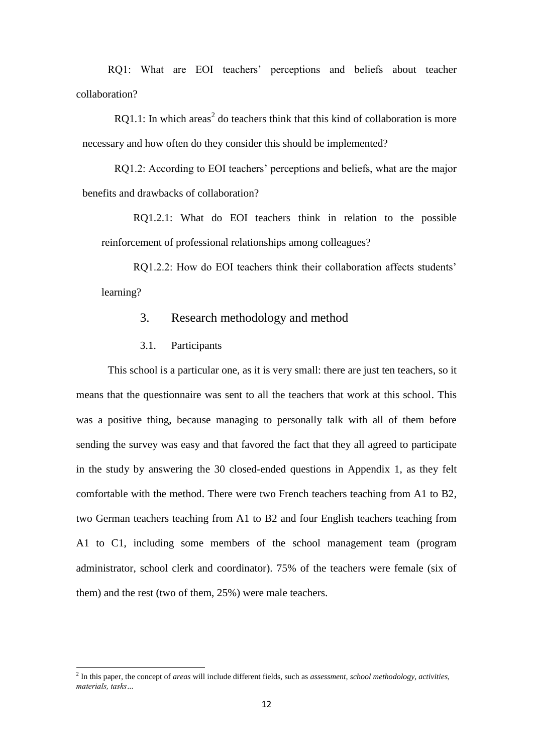RQ1: What are EOI teachers' perceptions and beliefs about teacher collaboration?

RQ1.1: In which areas[2] do teachers think that this kind of collaboration is more necessary and how often do they consider this should be implemented?

RQ1.2: According to EOI teachers' perceptions and beliefs, what are the major benefits and drawbacks of collaboration?

RQ1.2.1: What do EOI teachers think in relation to the possible reinforcement of professional relationships among colleagues?

RQ1.2.2: How do EOI teachers think their collaboration affects students' learning?

## 3. Research methodology and method

### 3.1. Participants

This school is a particular one, as it is very small: there are just ten teachers, so it means that the questionnaire was sent to all the teachers that work at this school. This was a positive thing, because managing to personally talk with all of them before sending the survey was easy and that favored the fact that they all agreed to participate in the study by answering the 30 closed-ended questions in Appendix 1, as they felt comfortable with the method. There were two French teachers teaching from A1 to B2, two German teachers teaching from A1 to B2 and four English teachers teaching from A1 to C1, including some members of the school management team (program administrator, school clerk and coordinator). 75% of the teachers were female (six of them) and the rest (two of them, 25%) were male teachers.

[2] In this paper, the concept of *areas* will include different fields, such as *assessment, school methodology, activities, materials, tasks…*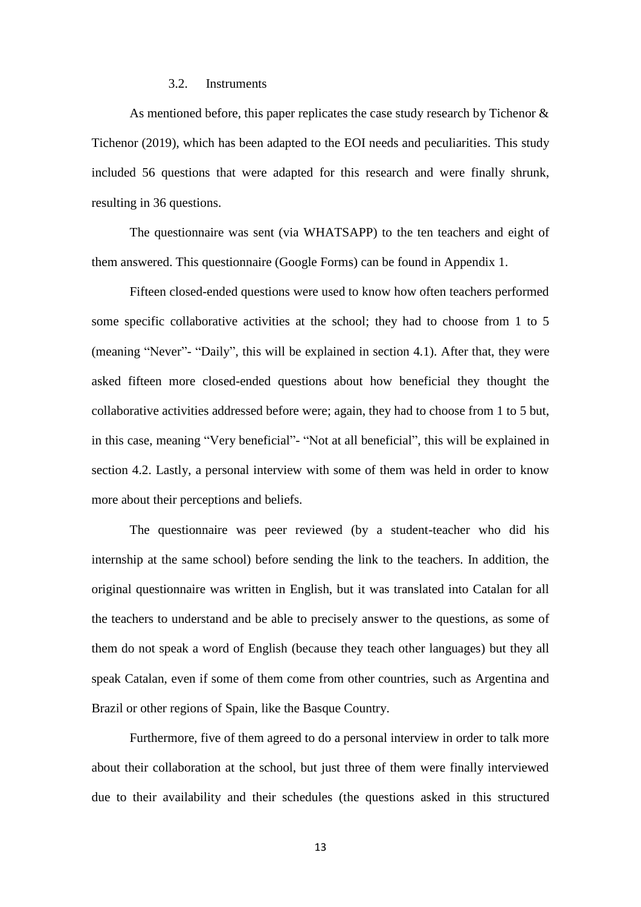### 3.2. Instruments

As mentioned before, this paper replicates the case study research by Tichenor & Tichenor (2019), which has been adapted to the EOI needs and peculiarities. This study included 56 questions that were adapted for this research and were finally shrunk, resulting in 36 questions.

The questionnaire was sent (via WHATSAPP) to the ten teachers and eight of them answered. This questionnaire (Google Forms) can be found in Appendix 1.

Fifteen closed-ended questions were used to know how often teachers performed some specific collaborative activities at the school; they had to choose from 1 to 5 (meaning "Never"- "Daily", this will be explained in section 4.1). After that, they were asked fifteen more closed-ended questions about how beneficial they thought the collaborative activities addressed before were; again, they had to choose from 1 to 5 but, in this case, meaning "Very beneficial"- "Not at all beneficial", this will be explained in section 4.2. Lastly, a personal interview with some of them was held in order to know more about their perceptions and beliefs.

The questionnaire was peer reviewed (by a student-teacher who did his internship at the same school) before sending the link to the teachers. In addition, the original questionnaire was written in English, but it was translated into Catalan for all the teachers to understand and be able to precisely answer to the questions, as some of them do not speak a word of English (because they teach other languages) but they all speak Catalan, even if some of them come from other countries, such as Argentina and Brazil or other regions of Spain, like the Basque Country.

Furthermore, five of them agreed to do a personal interview in order to talk more about their collaboration at the school, but just three of them were finally interviewed due to their availability and their schedules (the questions asked in this structured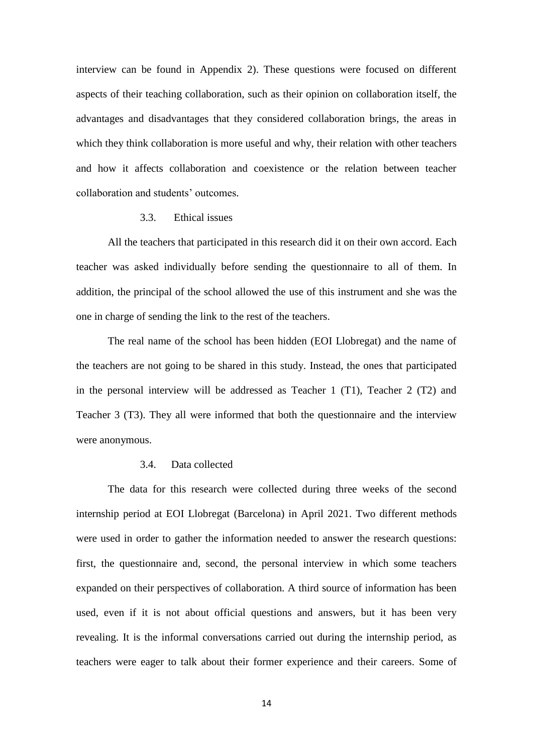interview can be found in Appendix 2). These questions were focused on different aspects of their teaching collaboration, such as their opinion on collaboration itself, the advantages and disadvantages that they considered collaboration brings, the areas in which they think collaboration is more useful and why, their relation with other teachers and how it affects collaboration and coexistence or the relation between teacher collaboration and students' outcomes.

### 3.3. Ethical issues

All the teachers that participated in this research did it on their own accord. Each teacher was asked individually before sending the questionnaire to all of them. In addition, the principal of the school allowed the use of this instrument and she was the one in charge of sending the link to the rest of the teachers.

The real name of the school has been hidden (EOI Llobregat) and the name of the teachers are not going to be shared in this study. Instead, the ones that participated in the personal interview will be addressed as Teacher 1 (T1), Teacher 2 (T2) and Teacher 3 (T3). They all were informed that both the questionnaire and the interview were anonymous.

### 3.4. Data collected

The data for this research were collected during three weeks of the second internship period at EOI Llobregat (Barcelona) in April 2021. Two different methods were used in order to gather the information needed to answer the research questions: first, the questionnaire and, second, the personal interview in which some teachers expanded on their perspectives of collaboration. A third source of information has been used, even if it is not about official questions and answers, but it has been very revealing. It is the informal conversations carried out during the internship period, as teachers were eager to talk about their former experience and their careers. Some of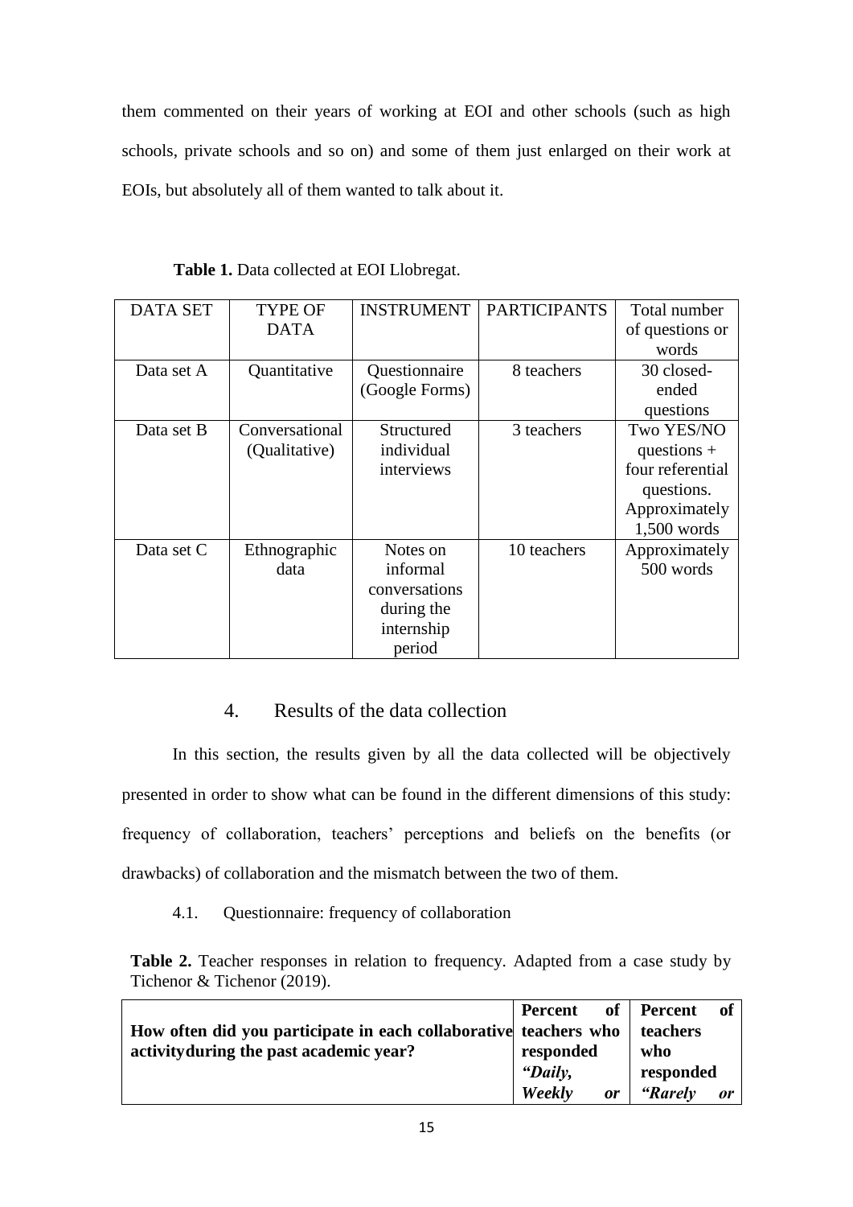them commented on their years of working at EOI and other schools (such as high schools, private schools and so on) and some of them just enlarged on their work at EOIs, but absolutely all of them wanted to talk about it.

**Table 1.** Data collected at EOI Llobregat.

| DATA SET | TYPE OF DATA | INSTRUMENT | PARTICIPANTS | Total number of questions or words |
|---|---|---|---|---|
| Data set A | Quantitative | Questionnaire (Google Forms) | 8 teachers | 30 closed-ended questions |
| Data set B | Conversational (Qualitative) | Structured individual interviews | 3 teachers | Two YES/NO questions + four referential questions. Approximately 1,500 words |
| Data set C | Ethnographic data | Notes on informal conversations during the internship period | 10 teachers | Approximately 500 words |

## 4. Results of the data collection

In this section, the results given by all the data collected will be objectively presented in order to show what can be found in the different dimensions of this study: frequency of collaboration, teachers' perceptions and beliefs on the benefits (or drawbacks) of collaboration and the mismatch between the two of them.

### 4.1. Questionnaire: frequency of collaboration

**Table 2.** Teacher responses in relation to frequency. Adapted from a case study by Tichenor & Tichenor (2019).

| **How often did you participate in each collaborative activityduring the past academic year?** | **Percent of teachers who responded *"Daily, Weekly or*** | **Percent of teachers who responded *"Rarely or*** |
|---|---|---|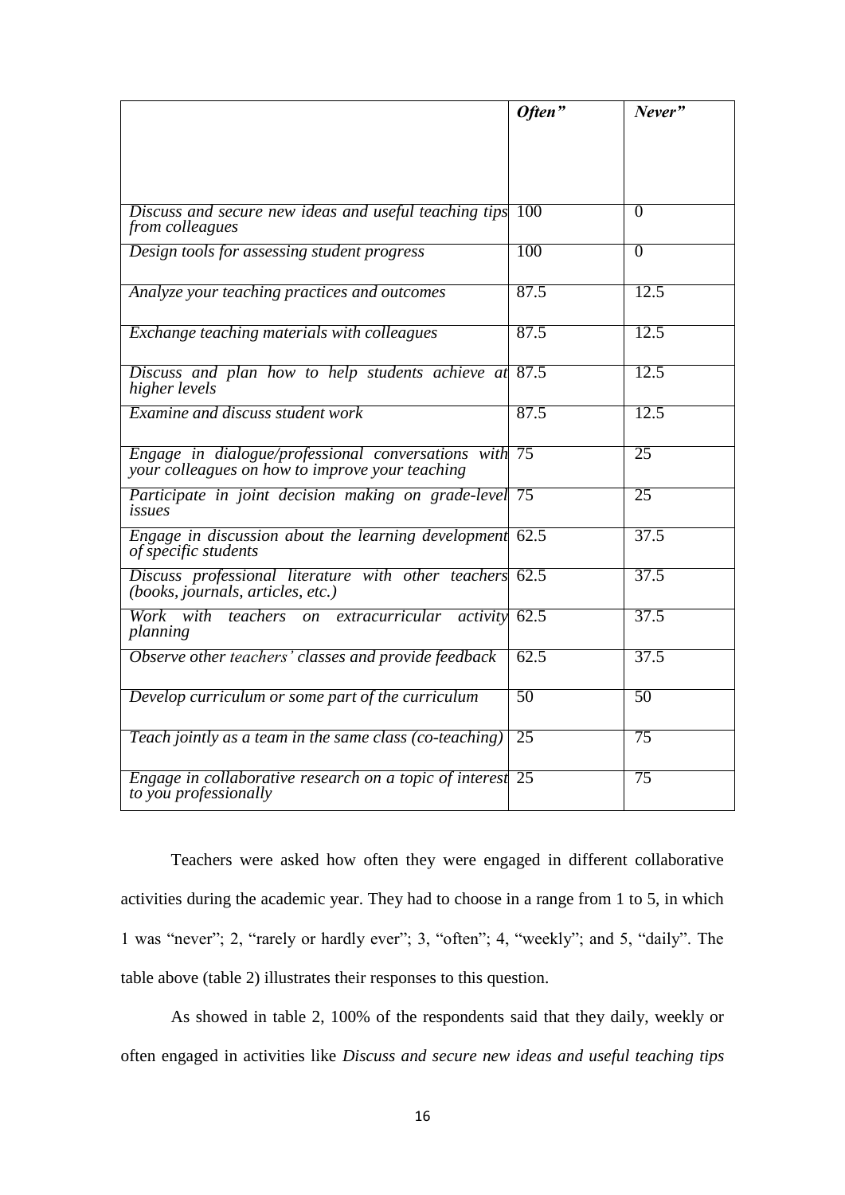| | *Often"* | *Never"* |
|---|---|---|
| *Discuss and secure new ideas and useful teaching tips from colleagues* | 100 | 0 |
| *Design tools for assessing student progress* | 100 | 0 |
| *Analyze your teaching practices and outcomes* | 87.5 | 12.5 |
| *Exchange teaching materials with colleagues* | 87.5 | 12.5 |
| *Discuss and plan how to help students achieve at higher levels* | 87.5 | 12.5 |
| *Examine and discuss student work* | 87.5 | 12.5 |
| *Engage in dialogue/professional conversations with your colleagues on how to improve your teaching* | 75 | 25 |
| *Participate in joint decision making on grade-level issues* | 75 | 25 |
| *Engage in discussion about the learning development of specific students* | 62.5 | 37.5 |
| *Discuss professional literature with other teachers (books, journals, articles, etc.)* | 62.5 | 37.5 |
| *Work with teachers on extracurricular activity planning* | 62.5 | 37.5 |
| *Observe other teachers' classes and provide feedback* | 62.5 | 37.5 |
| *Develop curriculum or some part of the curriculum* | 50 | 50 |
| *Teach jointly as a team in the same class (co-teaching)* | 25 | 75 |
| *Engage in collaborative research on a topic of interest to you professionally* | 25 | 75 |

Teachers were asked how often they were engaged in different collaborative activities during the academic year. They had to choose in a range from 1 to 5, in which 1 was "never"; 2, "rarely or hardly ever"; 3, "often"; 4, "weekly"; and 5, "daily". The table above (table 2) illustrates their responses to this question.

As showed in table 2, 100% of the respondents said that they daily, weekly or often engaged in activities like *Discuss and secure new ideas and useful teaching tips*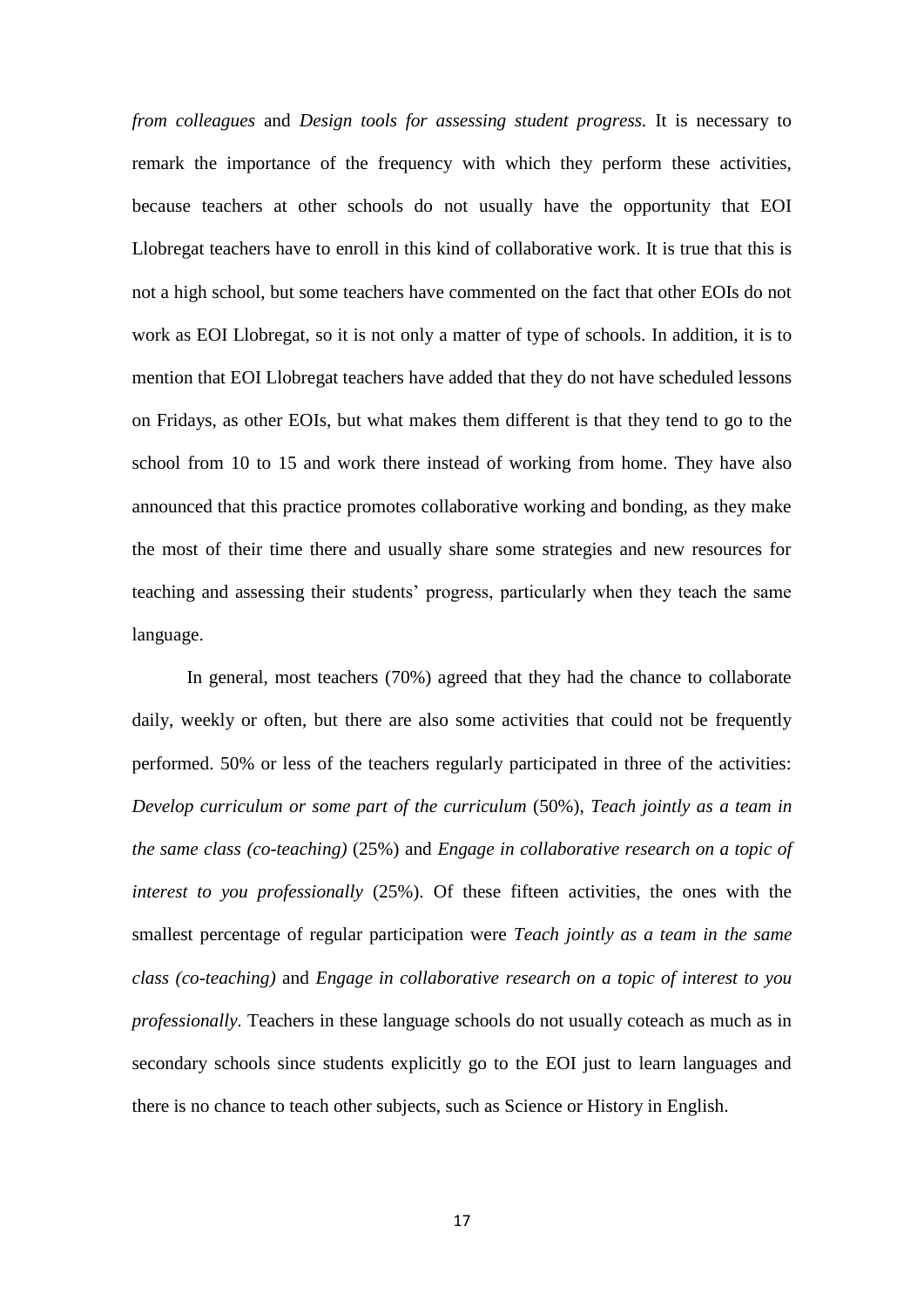*from colleagues* and *Design tools for assessing student progress.* It is necessary to remark the importance of the frequency with which they perform these activities, because teachers at other schools do not usually have the opportunity that EOI Llobregat teachers have to enroll in this kind of collaborative work. It is true that this is not a high school, but some teachers have commented on the fact that other EOIs do not work as EOI Llobregat, so it is not only a matter of type of schools. In addition, it is to mention that EOI Llobregat teachers have added that they do not have scheduled lessons on Fridays, as other EOIs, but what makes them different is that they tend to go to the school from 10 to 15 and work there instead of working from home. They have also announced that this practice promotes collaborative working and bonding, as they make the most of their time there and usually share some strategies and new resources for teaching and assessing their students' progress, particularly when they teach the same language.

In general, most teachers (70%) agreed that they had the chance to collaborate daily, weekly or often, but there are also some activities that could not be frequently performed. 50% or less of the teachers regularly participated in three of the activities: *Develop curriculum or some part of the curriculum* (50%), *Teach jointly as a team in the same class (co-teaching)* (25%) and *Engage in collaborative research on a topic of interest to you professionally* (25%). Of these fifteen activities, the ones with the smallest percentage of regular participation were *Teach jointly as a team in the same class (co-teaching)* and *Engage in collaborative research on a topic of interest to you professionally.* Teachers in these language schools do not usually coteach as much as in secondary schools since students explicitly go to the EOI just to learn languages and there is no chance to teach other subjects, such as Science or History in English.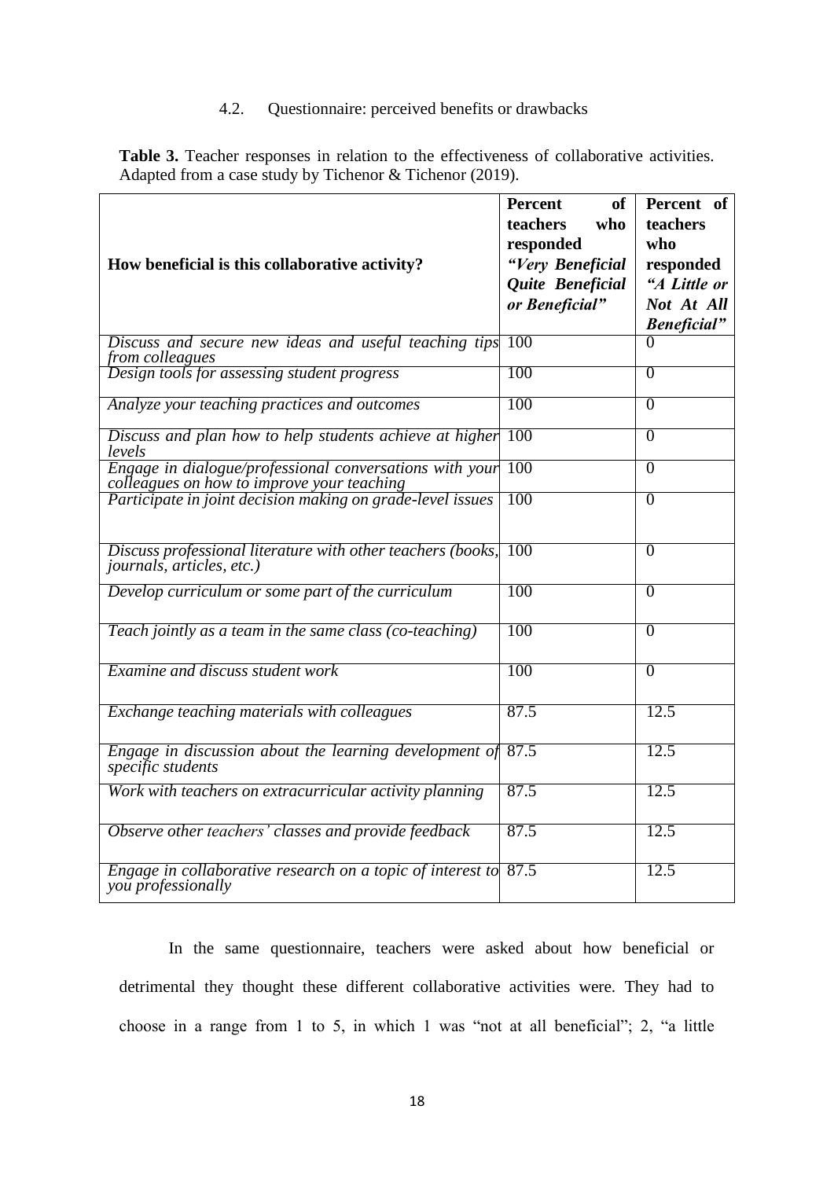### 4.2. Questionnaire: perceived benefits or drawbacks

**Table 3.** Teacher responses in relation to the effectiveness of collaborative activities. Adapted from a case study by Tichenor & Tichenor (2019).

| **How beneficial is this collaborative activity?** | **Percent of teachers who responded *"Very Beneficial Quite Beneficial or Beneficial"*** | **Percent of teachers who responded *"A Little or Not At All Beneficial"*** |
|---|---|---|
| *Discuss and secure new ideas and useful teaching tips from colleagues* | 100 | 0 |
| *Design tools for assessing student progress* | 100 | 0 |
| *Analyze your teaching practices and outcomes* | 100 | 0 |
| *Discuss and plan how to help students achieve at higher levels* | 100 | 0 |
| *Engage in dialogue/professional conversations with your colleagues on how to improve your teaching* | 100 | 0 |
| *Participate in joint decision making on grade-level issues* | 100 | 0 |
| *Discuss professional literature with other teachers (books, journals, articles, etc.)* | 100 | 0 |
| *Develop curriculum or some part of the curriculum* | 100 | 0 |
| *Teach jointly as a team in the same class (co-teaching)* | 100 | 0 |
| *Examine and discuss student work* | 100 | 0 |
| *Exchange teaching materials with colleagues* | 87.5 | 12.5 |
| *Engage in discussion about the learning development of specific students* | 87.5 | 12.5 |
| *Work with teachers on extracurricular activity planning* | 87.5 | 12.5 |
| *Observe other teachers' classes and provide feedback* | 87.5 | 12.5 |
| *Engage in collaborative research on a topic of interest to you professionally* | 87.5 | 12.5 |

In the same questionnaire, teachers were asked about how beneficial or detrimental they thought these different collaborative activities were. They had to choose in a range from 1 to 5, in which 1 was "not at all beneficial"; 2, "a little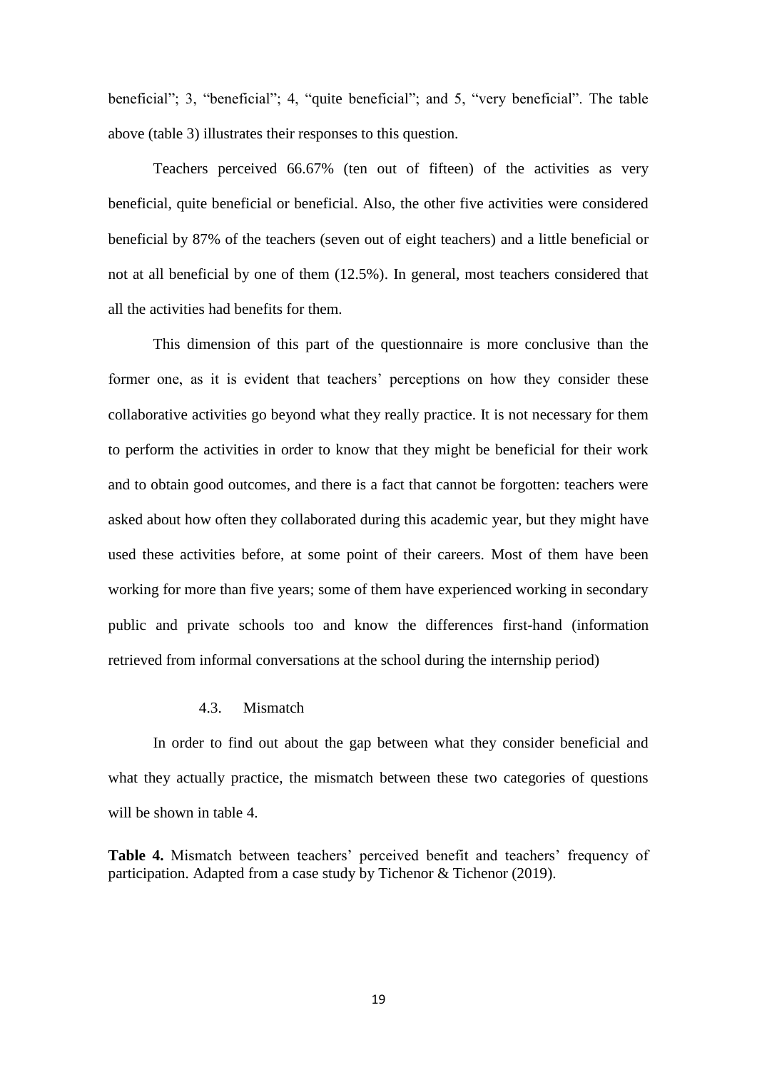beneficial"; 3, "beneficial"; 4, "quite beneficial"; and 5, "very beneficial". The table above (table 3) illustrates their responses to this question.

Teachers perceived 66.67% (ten out of fifteen) of the activities as very beneficial, quite beneficial or beneficial. Also, the other five activities were considered beneficial by 87% of the teachers (seven out of eight teachers) and a little beneficial or not at all beneficial by one of them (12.5%). In general, most teachers considered that all the activities had benefits for them.

This dimension of this part of the questionnaire is more conclusive than the former one, as it is evident that teachers' perceptions on how they consider these collaborative activities go beyond what they really practice. It is not necessary for them to perform the activities in order to know that they might be beneficial for their work and to obtain good outcomes, and there is a fact that cannot be forgotten: teachers were asked about how often they collaborated during this academic year, but they might have used these activities before, at some point of their careers. Most of them have been working for more than five years; some of them have experienced working in secondary public and private schools too and know the differences first-hand (information retrieved from informal conversations at the school during the internship period)

### 4.3. Mismatch

In order to find out about the gap between what they consider beneficial and what they actually practice, the mismatch between these two categories of questions will be shown in table 4.

**Table 4.** Mismatch between teachers' perceived benefit and teachers' frequency of participation. Adapted from a case study by Tichenor & Tichenor (2019).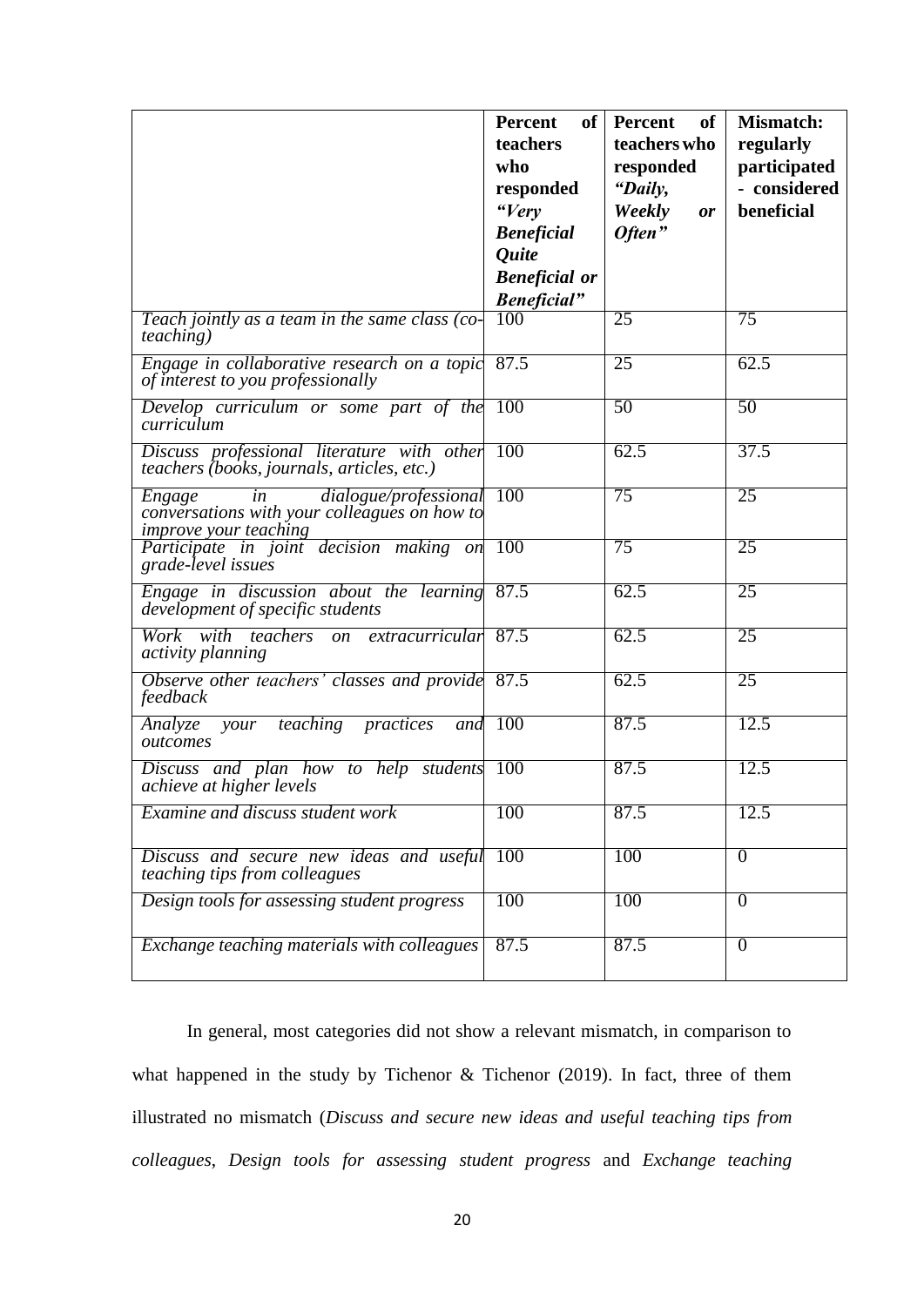| | **Percent of teachers who responded *"Very Beneficial Quite Beneficial or Beneficial"*** | **Percent of teachers who responded *"Daily, Weekly or Often"*** | **Mismatch: regularly participated - considered beneficial** |
|---|---|---|---|
| *Teach jointly as a team in the same class (co-teaching)* | 100 | 25 | 75 |
| *Engage in collaborative research on a topic of interest to you professionally* | 87.5 | 25 | 62.5 |
| *Develop curriculum or some part of the curriculum* | 100 | 50 | 50 |
| *Discuss professional literature with other teachers (books, journals, articles, etc.)* | 100 | 62.5 | 37.5 |
| *Engage in dialogue/professional conversations with your colleagues on how to improve your teaching* | 100 | 75 | 25 |
| *Participate in joint decision making on grade-level issues* | 100 | 75 | 25 |
| *Engage in discussion about the learning development of specific students* | 87.5 | 62.5 | 25 |
| *Work with teachers on extracurricular activity planning* | 87.5 | 62.5 | 25 |
| *Observe other teachers' classes and provide feedback* | 87.5 | 62.5 | 25 |
| *Analyze your teaching practices and outcomes* | 100 | 87.5 | 12.5 |
| *Discuss and plan how to help students achieve at higher levels* | 100 | 87.5 | 12.5 |
| *Examine and discuss student work* | 100 | 87.5 | 12.5 |
| *Discuss and secure new ideas and useful teaching tips from colleagues* | 100 | 100 | 0 |
| *Design tools for assessing student progress* | 100 | 100 | 0 |
| *Exchange teaching materials with colleagues* | 87.5 | 87.5 | 0 |

In general, most categories did not show a relevant mismatch, in comparison to what happened in the study by Tichenor & Tichenor (2019). In fact, three of them illustrated no mismatch (*Discuss and secure new ideas and useful teaching tips from colleagues*, *Design tools for assessing student progress* and *Exchange teaching*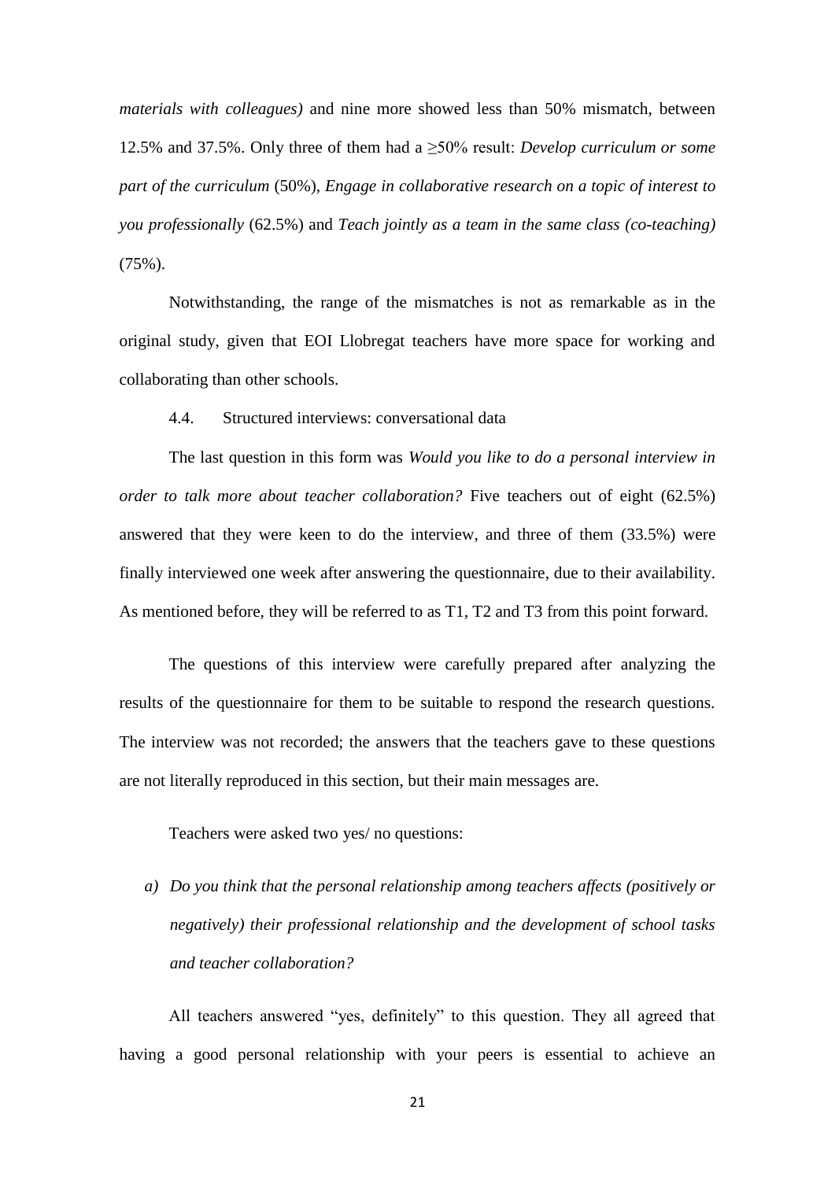*materials with colleagues)* and nine more showed less than 50% mismatch, between 12.5% and 37.5%. Only three of them had a ≥50% result: *Develop curriculum or some part of the curriculum* (50%), *Engage in collaborative research on a topic of interest to you professionally* (62.5%) and *Teach jointly as a team in the same class (co-teaching)* (75%).

Notwithstanding, the range of the mismatches is not as remarkable as in the original study, given that EOI Llobregat teachers have more space for working and collaborating than other schools.

### 4.4. Structured interviews: conversational data

The last question in this form was *Would you like to do a personal interview in order to talk more about teacher collaboration?* Five teachers out of eight (62.5%) answered that they were keen to do the interview, and three of them (33.5%) were finally interviewed one week after answering the questionnaire, due to their availability. As mentioned before, they will be referred to as T1, T2 and T3 from this point forward.

The questions of this interview were carefully prepared after analyzing the results of the questionnaire for them to be suitable to respond the research questions. The interview was not recorded; the answers that the teachers gave to these questions are not literally reproduced in this section, but their main messages are.

Teachers were asked two yes/ no questions:

a) *Do you think that the personal relationship among teachers affects (positively or negatively) their professional relationship and the development of school tasks and teacher collaboration?*

All teachers answered "yes, definitely" to this question. They all agreed that having a good personal relationship with your peers is essential to achieve an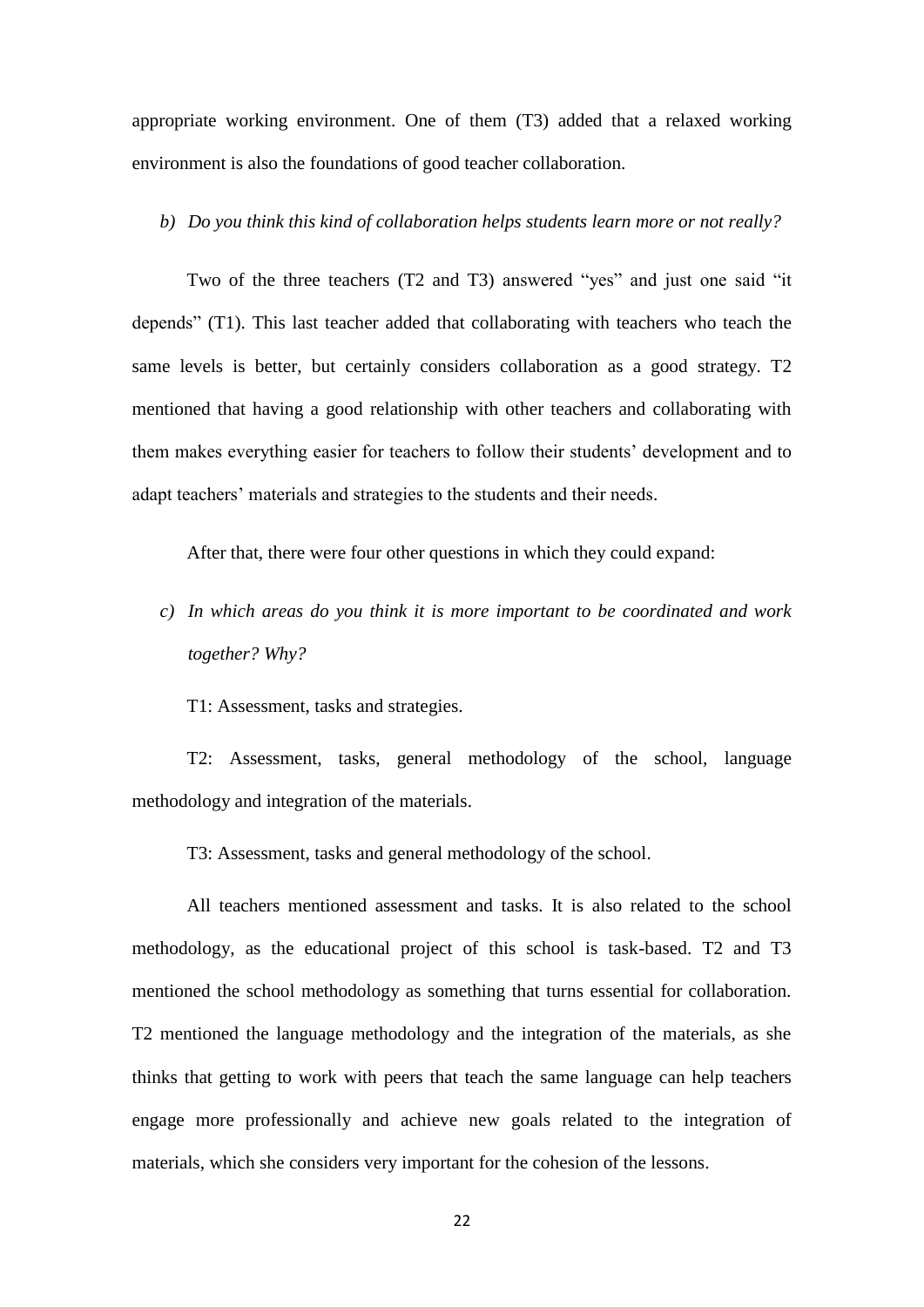appropriate working environment. One of them (T3) added that a relaxed working environment is also the foundations of good teacher collaboration.

b) *Do you think this kind of collaboration helps students learn more or not really?*

Two of the three teachers (T2 and T3) answered "yes" and just one said "it depends" (T1). This last teacher added that collaborating with teachers who teach the same levels is better, but certainly considers collaboration as a good strategy. T2 mentioned that having a good relationship with other teachers and collaborating with them makes everything easier for teachers to follow their students' development and to adapt teachers' materials and strategies to the students and their needs.

After that, there were four other questions in which they could expand:

c) *In which areas do you think it is more important to be coordinated and work together? Why?*

T1: Assessment, tasks and strategies.

T2: Assessment, tasks, general methodology of the school, language methodology and integration of the materials.

T3: Assessment, tasks and general methodology of the school.

All teachers mentioned assessment and tasks. It is also related to the school methodology, as the educational project of this school is task-based. T2 and T3 mentioned the school methodology as something that turns essential for collaboration. T2 mentioned the language methodology and the integration of the materials, as she thinks that getting to work with peers that teach the same language can help teachers engage more professionally and achieve new goals related to the integration of materials, which she considers very important for the cohesion of the lessons.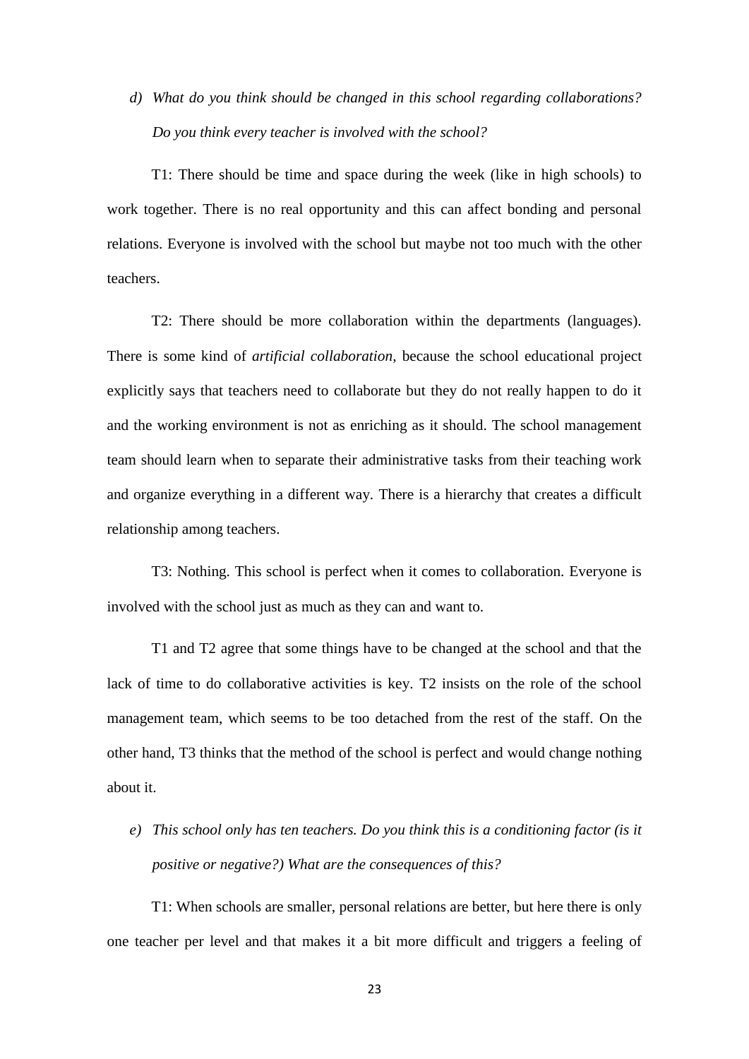d) *What do you think should be changed in this school regarding collaborations? Do you think every teacher is involved with the school?*

T1: There should be time and space during the week (like in high schools) to work together. There is no real opportunity and this can affect bonding and personal relations. Everyone is involved with the school but maybe not too much with the other teachers.

T2: There should be more collaboration within the departments (languages). There is some kind of *artificial collaboration*, because the school educational project explicitly says that teachers need to collaborate but they do not really happen to do it and the working environment is not as enriching as it should. The school management team should learn when to separate their administrative tasks from their teaching work and organize everything in a different way. There is a hierarchy that creates a difficult relationship among teachers.

T3: Nothing. This school is perfect when it comes to collaboration. Everyone is involved with the school just as much as they can and want to.

T1 and T2 agree that some things have to be changed at the school and that the lack of time to do collaborative activities is key. T2 insists on the role of the school management team, which seems to be too detached from the rest of the staff. On the other hand, T3 thinks that the method of the school is perfect and would change nothing about it.

e) *This school only has ten teachers. Do you think this is a conditioning factor (is it positive or negative?) What are the consequences of this?*

T1: When schools are smaller, personal relations are better, but here there is only one teacher per level and that makes it a bit more difficult and triggers a feeling of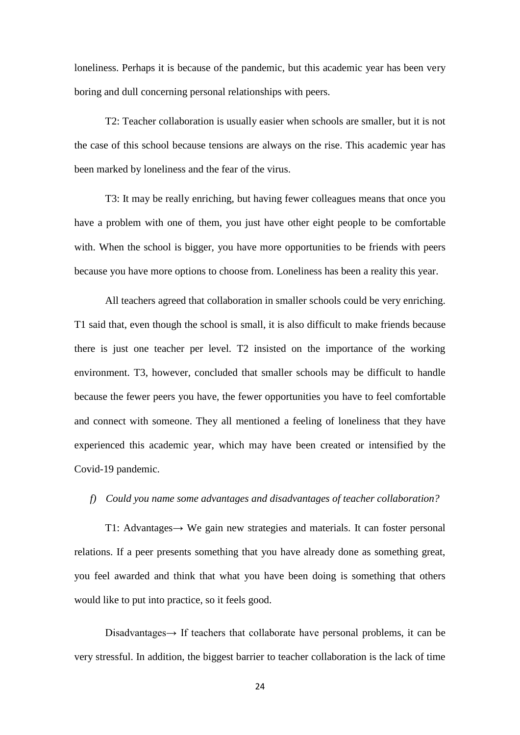loneliness. Perhaps it is because of the pandemic, but this academic year has been very boring and dull concerning personal relationships with peers.

T2: Teacher collaboration is usually easier when schools are smaller, but it is not the case of this school because tensions are always on the rise. This academic year has been marked by loneliness and the fear of the virus.

T3: It may be really enriching, but having fewer colleagues means that once you have a problem with one of them, you just have other eight people to be comfortable with. When the school is bigger, you have more opportunities to be friends with peers because you have more options to choose from. Loneliness has been a reality this year.

All teachers agreed that collaboration in smaller schools could be very enriching. T1 said that, even though the school is small, it is also difficult to make friends because there is just one teacher per level. T2 insisted on the importance of the working environment. T3, however, concluded that smaller schools may be difficult to handle because the fewer peers you have, the fewer opportunities you have to feel comfortable and connect with someone. They all mentioned a feeling of loneliness that they have experienced this academic year, which may have been created or intensified by the Covid-19 pandemic.

*f) Could you name some advantages and disadvantages of teacher collaboration?*

T1: Advantages→ We gain new strategies and materials. It can foster personal relations. If a peer presents something that you have already done as something great, you feel awarded and think that what you have been doing is something that others would like to put into practice, so it feels good.

Disadvantages→ If teachers that collaborate have personal problems, it can be very stressful. In addition, the biggest barrier to teacher collaboration is the lack of time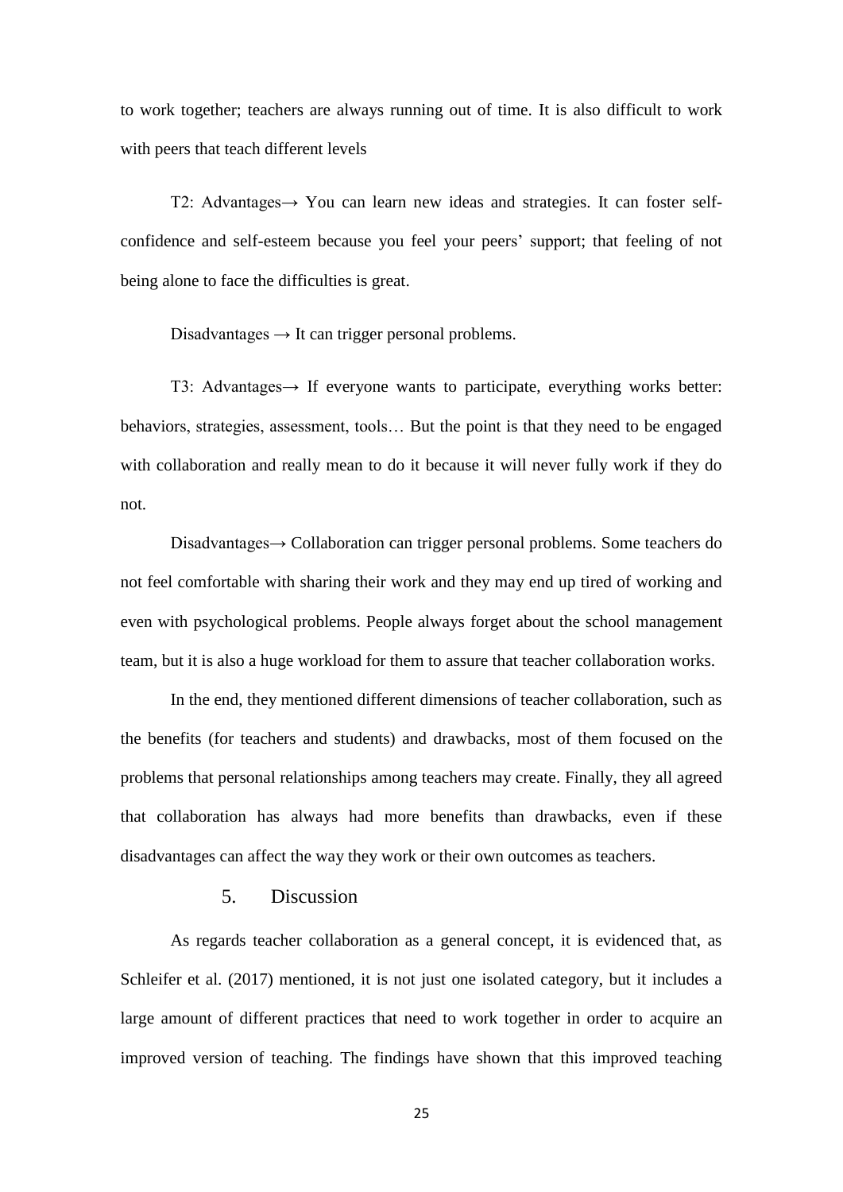to work together; teachers are always running out of time. It is also difficult to work with peers that teach different levels

T2: Advantages→ You can learn new ideas and strategies. It can foster self-confidence and self-esteem because you feel your peers' support; that feeling of not being alone to face the difficulties is great.

Disadvantages → It can trigger personal problems.

T3: Advantages→ If everyone wants to participate, everything works better: behaviors, strategies, assessment, tools… But the point is that they need to be engaged with collaboration and really mean to do it because it will never fully work if they do not.

Disadvantages→ Collaboration can trigger personal problems. Some teachers do not feel comfortable with sharing their work and they may end up tired of working and even with psychological problems. People always forget about the school management team, but it is also a huge workload for them to assure that teacher collaboration works.

In the end, they mentioned different dimensions of teacher collaboration, such as the benefits (for teachers and students) and drawbacks, most of them focused on the problems that personal relationships among teachers may create. Finally, they all agreed that collaboration has always had more benefits than drawbacks, even if these disadvantages can affect the way they work or their own outcomes as teachers.

## 5. Discussion

As regards teacher collaboration as a general concept, it is evidenced that, as Schleifer et al. (2017) mentioned, it is not just one isolated category, but it includes a large amount of different practices that need to work together in order to acquire an improved version of teaching. The findings have shown that this improved teaching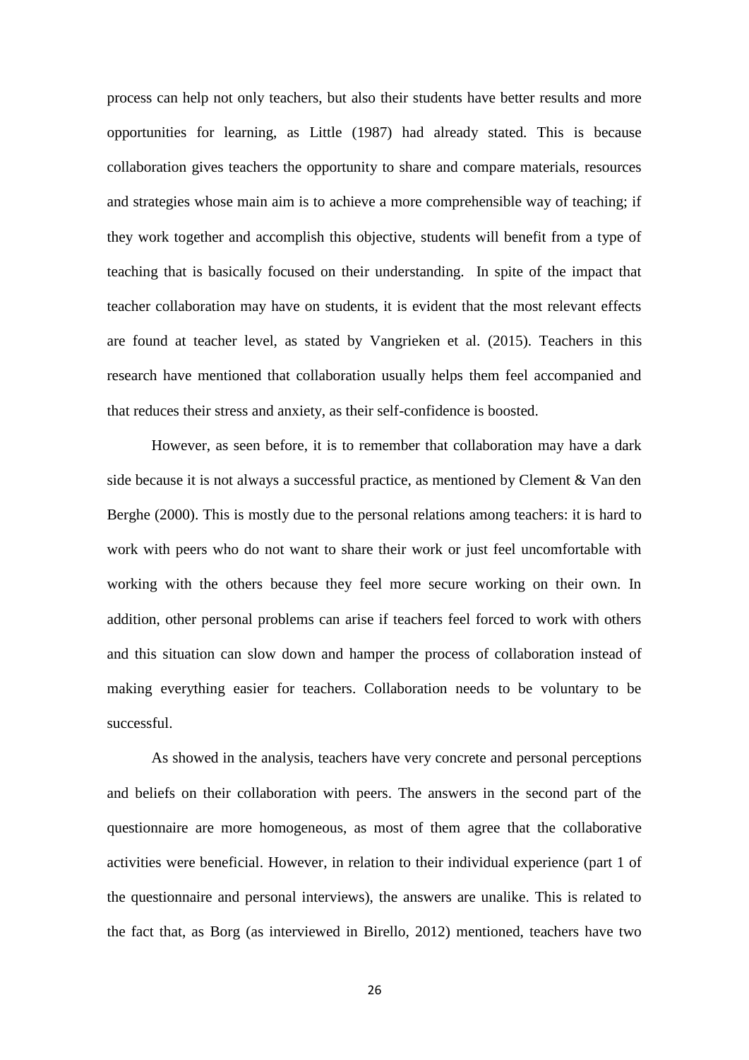process can help not only teachers, but also their students have better results and more opportunities for learning, as Little (1987) had already stated. This is because collaboration gives teachers the opportunity to share and compare materials, resources and strategies whose main aim is to achieve a more comprehensible way of teaching; if they work together and accomplish this objective, students will benefit from a type of teaching that is basically focused on their understanding. In spite of the impact that teacher collaboration may have on students, it is evident that the most relevant effects are found at teacher level, as stated by Vangrieken et al. (2015). Teachers in this research have mentioned that collaboration usually helps them feel accompanied and that reduces their stress and anxiety, as their self-confidence is boosted.

However, as seen before, it is to remember that collaboration may have a dark side because it is not always a successful practice, as mentioned by Clement & Van den Berghe (2000). This is mostly due to the personal relations among teachers: it is hard to work with peers who do not want to share their work or just feel uncomfortable with working with the others because they feel more secure working on their own. In addition, other personal problems can arise if teachers feel forced to work with others and this situation can slow down and hamper the process of collaboration instead of making everything easier for teachers. Collaboration needs to be voluntary to be successful.

As showed in the analysis, teachers have very concrete and personal perceptions and beliefs on their collaboration with peers. The answers in the second part of the questionnaire are more homogeneous, as most of them agree that the collaborative activities were beneficial. However, in relation to their individual experience (part 1 of the questionnaire and personal interviews), the answers are unalike. This is related to the fact that, as Borg (as interviewed in Birello, 2012) mentioned, teachers have two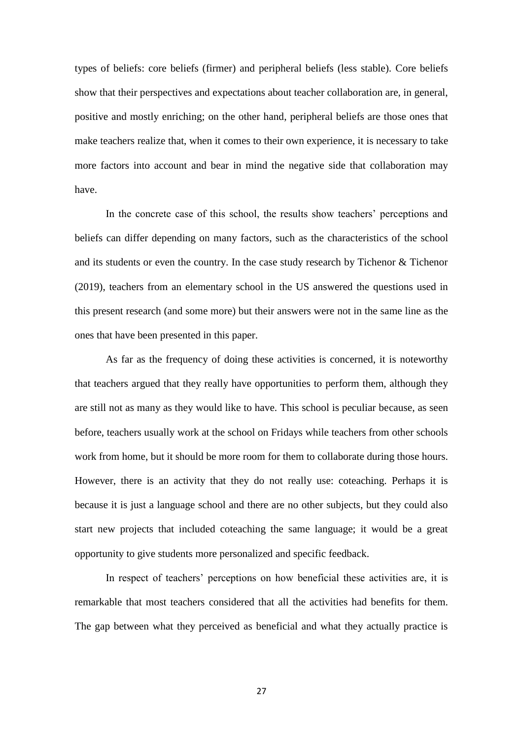types of beliefs: core beliefs (firmer) and peripheral beliefs (less stable). Core beliefs show that their perspectives and expectations about teacher collaboration are, in general, positive and mostly enriching; on the other hand, peripheral beliefs are those ones that make teachers realize that, when it comes to their own experience, it is necessary to take more factors into account and bear in mind the negative side that collaboration may have.

In the concrete case of this school, the results show teachers' perceptions and beliefs can differ depending on many factors, such as the characteristics of the school and its students or even the country. In the case study research by Tichenor & Tichenor (2019), teachers from an elementary school in the US answered the questions used in this present research (and some more) but their answers were not in the same line as the ones that have been presented in this paper.

As far as the frequency of doing these activities is concerned, it is noteworthy that teachers argued that they really have opportunities to perform them, although they are still not as many as they would like to have. This school is peculiar because, as seen before, teachers usually work at the school on Fridays while teachers from other schools work from home, but it should be more room for them to collaborate during those hours. However, there is an activity that they do not really use: coteaching. Perhaps it is because it is just a language school and there are no other subjects, but they could also start new projects that included coteaching the same language; it would be a great opportunity to give students more personalized and specific feedback.

In respect of teachers' perceptions on how beneficial these activities are, it is remarkable that most teachers considered that all the activities had benefits for them. The gap between what they perceived as beneficial and what they actually practice is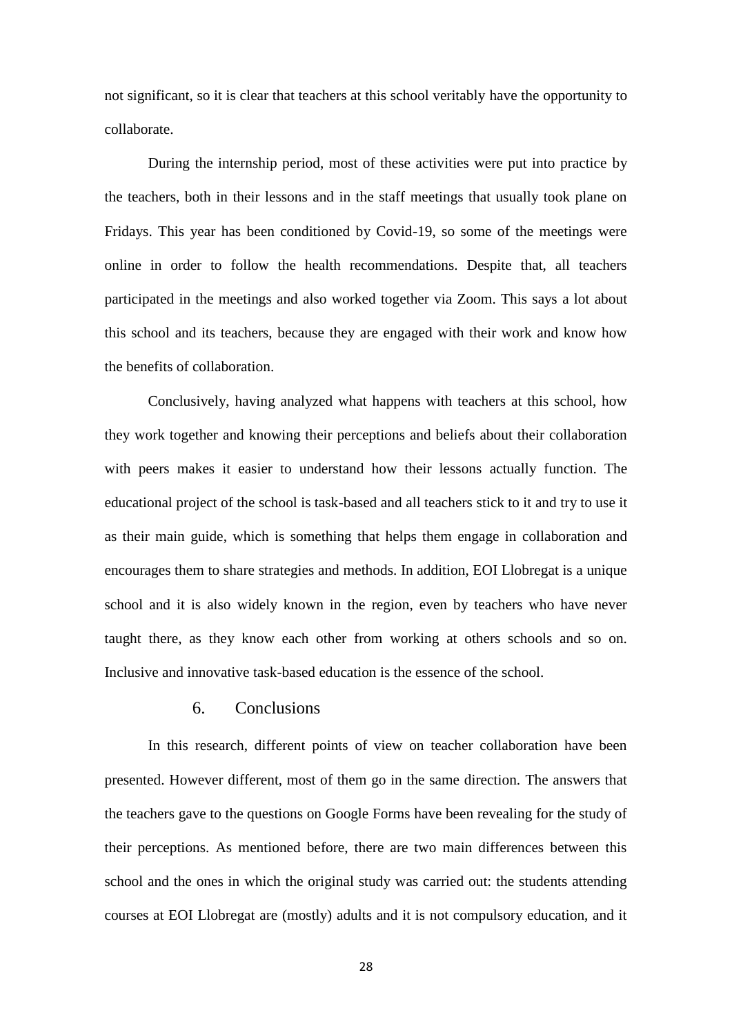not significant, so it is clear that teachers at this school veritably have the opportunity to collaborate.

During the internship period, most of these activities were put into practice by the teachers, both in their lessons and in the staff meetings that usually took plane on Fridays. This year has been conditioned by Covid-19, so some of the meetings were online in order to follow the health recommendations. Despite that, all teachers participated in the meetings and also worked together via Zoom. This says a lot about this school and its teachers, because they are engaged with their work and know how the benefits of collaboration.

Conclusively, having analyzed what happens with teachers at this school, how they work together and knowing their perceptions and beliefs about their collaboration with peers makes it easier to understand how their lessons actually function. The educational project of the school is task-based and all teachers stick to it and try to use it as their main guide, which is something that helps them engage in collaboration and encourages them to share strategies and methods. In addition, EOI Llobregat is a unique school and it is also widely known in the region, even by teachers who have never taught there, as they know each other from working at others schools and so on. Inclusive and innovative task-based education is the essence of the school.

## 6. Conclusions

In this research, different points of view on teacher collaboration have been presented. However different, most of them go in the same direction. The answers that the teachers gave to the questions on Google Forms have been revealing for the study of their perceptions. As mentioned before, there are two main differences between this school and the ones in which the original study was carried out: the students attending courses at EOI Llobregat are (mostly) adults and it is not compulsory education, and it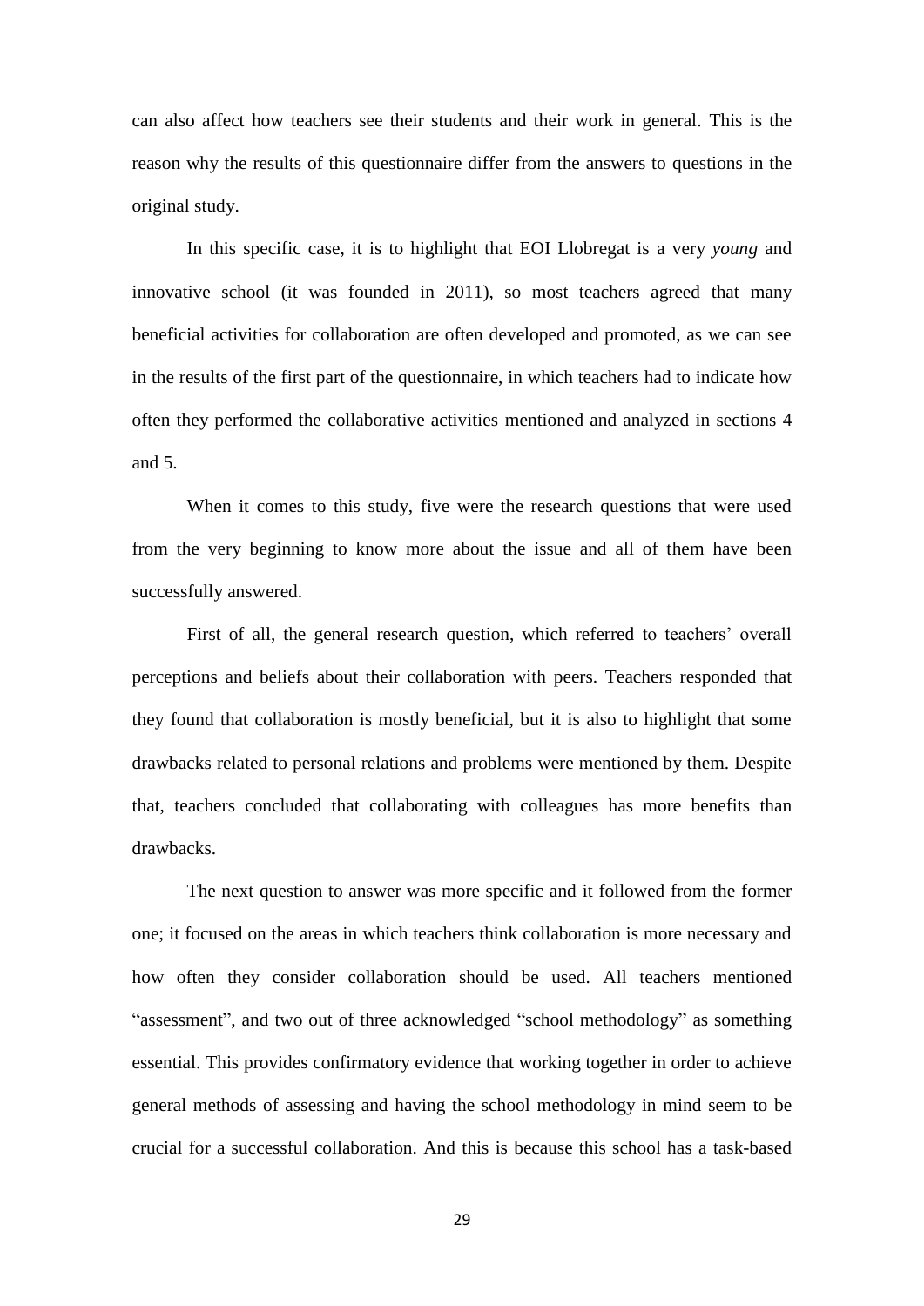can also affect how teachers see their students and their work in general. This is the reason why the results of this questionnaire differ from the answers to questions in the original study.

In this specific case, it is to highlight that EOI Llobregat is a very *young* and innovative school (it was founded in 2011), so most teachers agreed that many beneficial activities for collaboration are often developed and promoted, as we can see in the results of the first part of the questionnaire, in which teachers had to indicate how often they performed the collaborative activities mentioned and analyzed in sections 4 and 5.

When it comes to this study, five were the research questions that were used from the very beginning to know more about the issue and all of them have been successfully answered.

First of all, the general research question, which referred to teachers' overall perceptions and beliefs about their collaboration with peers. Teachers responded that they found that collaboration is mostly beneficial, but it is also to highlight that some drawbacks related to personal relations and problems were mentioned by them. Despite that, teachers concluded that collaborating with colleagues has more benefits than drawbacks.

The next question to answer was more specific and it followed from the former one; it focused on the areas in which teachers think collaboration is more necessary and how often they consider collaboration should be used. All teachers mentioned "assessment", and two out of three acknowledged "school methodology" as something essential. This provides confirmatory evidence that working together in order to achieve general methods of assessing and having the school methodology in mind seem to be crucial for a successful collaboration. And this is because this school has a task-based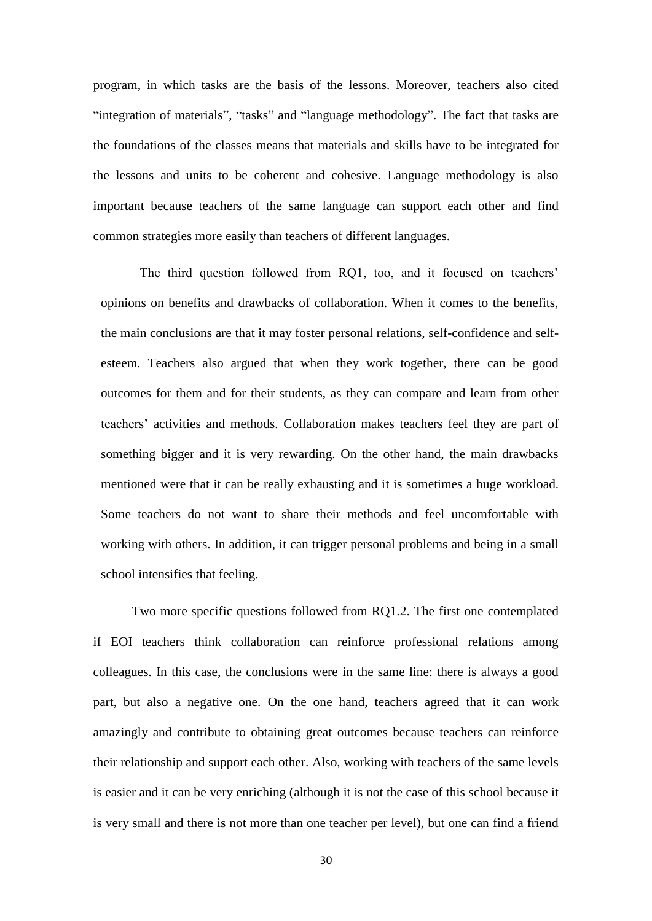program, in which tasks are the basis of the lessons. Moreover, teachers also cited "integration of materials", "tasks" and "language methodology". The fact that tasks are the foundations of the classes means that materials and skills have to be integrated for the lessons and units to be coherent and cohesive. Language methodology is also important because teachers of the same language can support each other and find common strategies more easily than teachers of different languages.

The third question followed from RQ1, too, and it focused on teachers' opinions on benefits and drawbacks of collaboration. When it comes to the benefits, the main conclusions are that it may foster personal relations, self-confidence and self-esteem. Teachers also argued that when they work together, there can be good outcomes for them and for their students, as they can compare and learn from other teachers' activities and methods. Collaboration makes teachers feel they are part of something bigger and it is very rewarding. On the other hand, the main drawbacks mentioned were that it can be really exhausting and it is sometimes a huge workload. Some teachers do not want to share their methods and feel uncomfortable with working with others. In addition, it can trigger personal problems and being in a small school intensifies that feeling.

Two more specific questions followed from RQ1.2. The first one contemplated if EOI teachers think collaboration can reinforce professional relations among colleagues. In this case, the conclusions were in the same line: there is always a good part, but also a negative one. On the one hand, teachers agreed that it can work amazingly and contribute to obtaining great outcomes because teachers can reinforce their relationship and support each other. Also, working with teachers of the same levels is easier and it can be very enriching (although it is not the case of this school because it is very small and there is not more than one teacher per level), but one can find a friend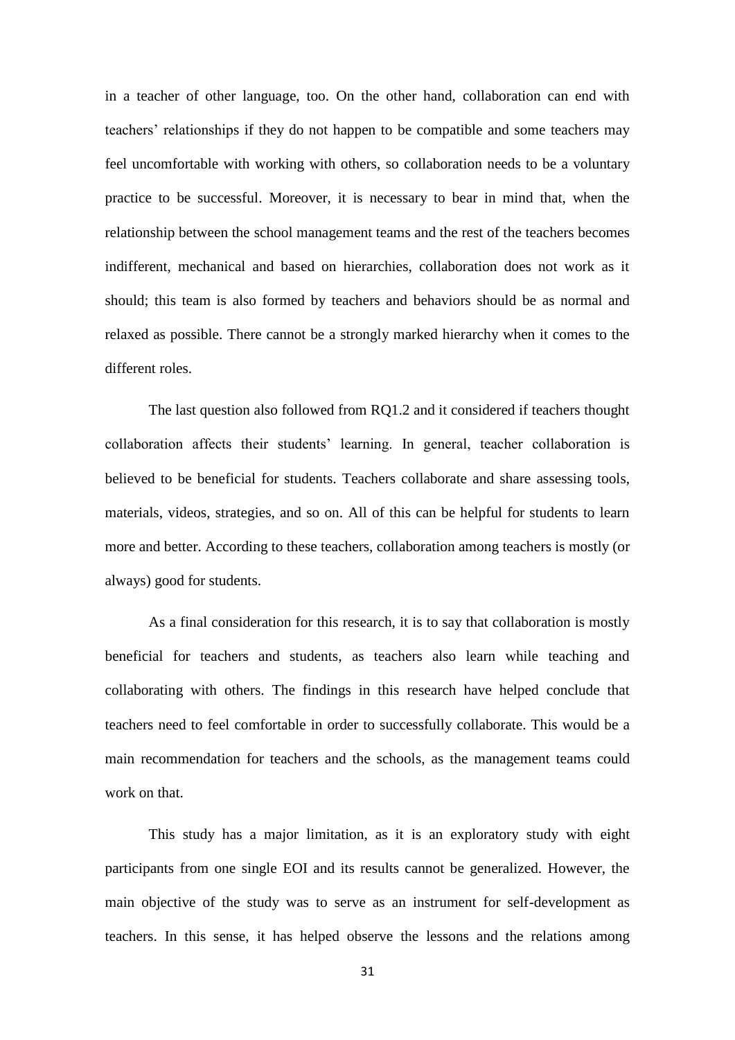in a teacher of other language, too. On the other hand, collaboration can end with teachers' relationships if they do not happen to be compatible and some teachers may feel uncomfortable with working with others, so collaboration needs to be a voluntary practice to be successful. Moreover, it is necessary to bear in mind that, when the relationship between the school management teams and the rest of the teachers becomes indifferent, mechanical and based on hierarchies, collaboration does not work as it should; this team is also formed by teachers and behaviors should be as normal and relaxed as possible. There cannot be a strongly marked hierarchy when it comes to the different roles.

The last question also followed from RQ1.2 and it considered if teachers thought collaboration affects their students' learning. In general, teacher collaboration is believed to be beneficial for students. Teachers collaborate and share assessing tools, materials, videos, strategies, and so on. All of this can be helpful for students to learn more and better. According to these teachers, collaboration among teachers is mostly (or always) good for students.

As a final consideration for this research, it is to say that collaboration is mostly beneficial for teachers and students, as teachers also learn while teaching and collaborating with others. The findings in this research have helped conclude that teachers need to feel comfortable in order to successfully collaborate. This would be a main recommendation for teachers and the schools, as the management teams could work on that.

This study has a major limitation, as it is an exploratory study with eight participants from one single EOI and its results cannot be generalized. However, the main objective of the study was to serve as an instrument for self-development as teachers. In this sense, it has helped observe the lessons and the relations among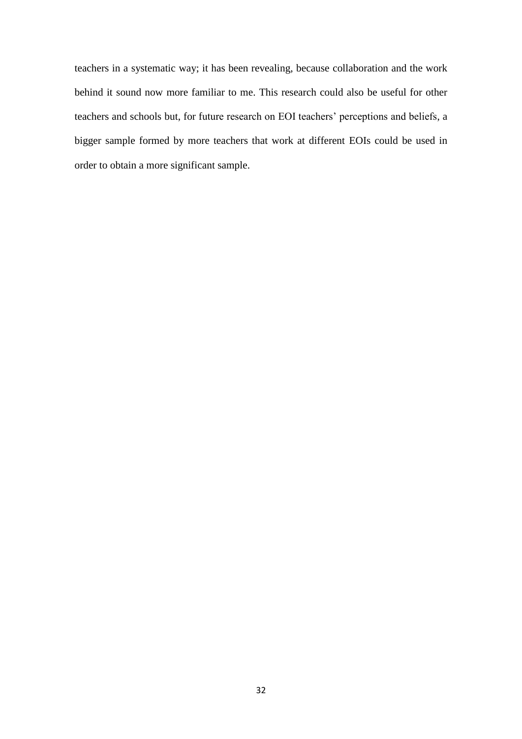teachers in a systematic way; it has been revealing, because collaboration and the work behind it sound now more familiar to me. This research could also be useful for other teachers and schools but, for future research on EOI teachers' perceptions and beliefs, a bigger sample formed by more teachers that work at different EOIs could be used in order to obtain a more significant sample.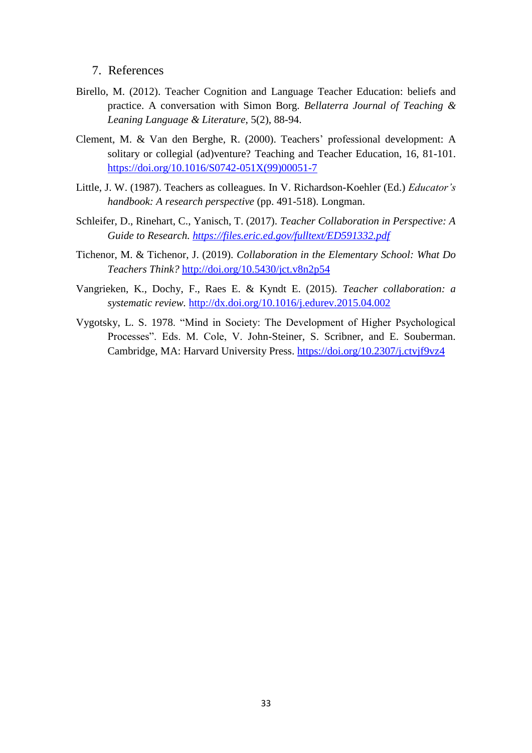## 7. References

Birello, M. (2012). Teacher Cognition and Language Teacher Education: beliefs and practice. A conversation with Simon Borg. *Bellaterra Journal of Teaching & Leaning Language & Literature*, 5(2), 88-94.

Clement, M. & Van den Berghe, R. (2000). Teachers' professional development: A solitary or collegial (ad)venture? Teaching and Teacher Education, 16, 81-101. https://doi.org/10.1016/S0742-051X(99)00051-7

Little, J. W. (1987). Teachers as colleagues. In V. Richardson-Koehler (Ed.) *Educator's handbook: A research perspective* (pp. 491-518). Longman.

Schleifer, D., Rinehart, C., Yanisch, T. (2017). *Teacher Collaboration in Perspective: A Guide to Research. https://files.eric.ed.gov/fulltext/ED591332.pdf*

Tichenor, M. & Tichenor, J. (2019). *Collaboration in the Elementary School: What Do Teachers Think?* http://doi.org/10.5430/jct.v8n2p54

Vangrieken, K., Dochy, F., Raes E. & Kyndt E. (2015). *Teacher collaboration: a systematic review.* http://dx.doi.org/10.1016/j.edurev.2015.04.002

Vygotsky, L. S. 1978. "Mind in Society: The Development of Higher Psychological Processes". Eds. M. Cole, V. John-Steiner, S. Scribner, and E. Souberman. Cambridge, MA: Harvard University Press. https://doi.org/10.2307/j.ctvjf9vz4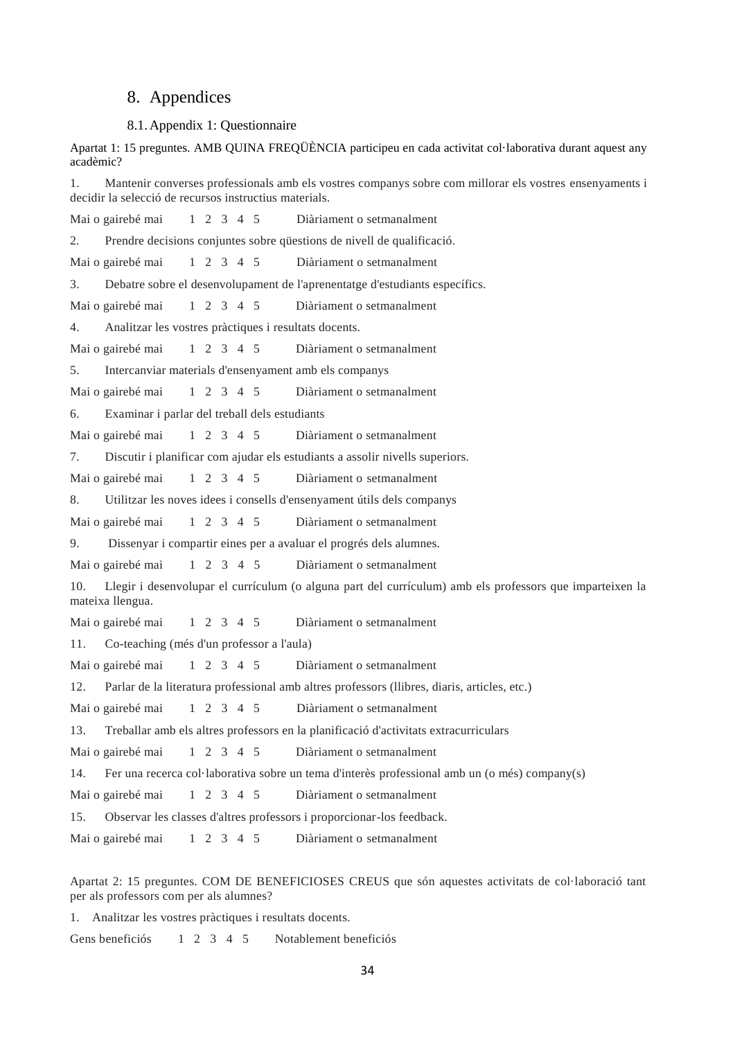# 8. Appendices

## 8.1. Appendix 1: Questionnaire

Apartat 1: 15 preguntes. AMB QUINA FREQÜÈNCIA participeu en cada activitat col·laborativa durant aquest any acadèmic?

1. Mantenir converses professionals amb els vostres companys sobre com millorar els vostres ensenyaments i decidir la selecció de recursos instructius materials.

Mai o gairebé mai 1 2 3 4 5 Diàriament o setmanalment

2. Prendre decisions conjuntes sobre qüestions de nivell de qualificació.

Mai o gairebé mai 1 2 3 4 5 Diàriament o setmanalment

3. Debatre sobre el desenvolupament de l'aprenentatge d'estudiants específics.

Mai o gairebé mai 1 2 3 4 5 Diàriament o setmanalment

4. Analitzar les vostres pràctiques i resultats docents.

Mai o gairebé mai 1 2 3 4 5 Diàriament o setmanalment

5. Intercanviar materials d'ensenyament amb els companys

Mai o gairebé mai 1 2 3 4 5 Diàriament o setmanalment

6. Examinar i parlar del treball dels estudiants

Mai o gairebé mai 1 2 3 4 5 Diàriament o setmanalment

7. Discutir i planificar com ajudar els estudiants a assolir nivells superiors.

Mai o gairebé mai 1 2 3 4 5 Diàriament o setmanalment

8. Utilitzar les noves idees i consells d'ensenyament útils dels companys

Mai o gairebé mai 1 2 3 4 5 Diàriament o setmanalment

9. Dissenyar i compartir eines per a avaluar el progrés dels alumnes.

Mai o gairebé mai 1 2 3 4 5 Diàriament o setmanalment

10. Llegir i desenvolupar el currículum (o alguna part del currículum) amb els professors que imparteixen la mateixa llengua.

Mai o gairebé mai 1 2 3 4 5 Diàriament o setmanalment

11. Co-teaching (més d'un professor a l'aula)

Mai o gairebé mai 1 2 3 4 5 Diàriament o setmanalment

12. Parlar de la literatura professional amb altres professors (llibres, diaris, articles, etc.)

Mai o gairebé mai 1 2 3 4 5 Diàriament o setmanalment

13. Treballar amb els altres professors en la planificació d'activitats extracurriculars

Mai o gairebé mai 1 2 3 4 5 Diàriament o setmanalment

14. Fer una recerca col·laborativa sobre un tema d'interès professional amb un (o més) company(s)

Mai o gairebé mai 1 2 3 4 5 Diàriament o setmanalment

15. Observar les classes d'altres professors i proporcionar-los feedback.

Mai o gairebé mai 1 2 3 4 5 Diàriament o setmanalment

Apartat 2: 15 preguntes. COM DE BENEFICIOSES CREUS que són aquestes activitats de col·laboració tant per als professors com per als alumnes?

1. Analitzar les vostres pràctiques i resultats docents.

Gens beneficiós 1 2 3 4 5 Notablement beneficiós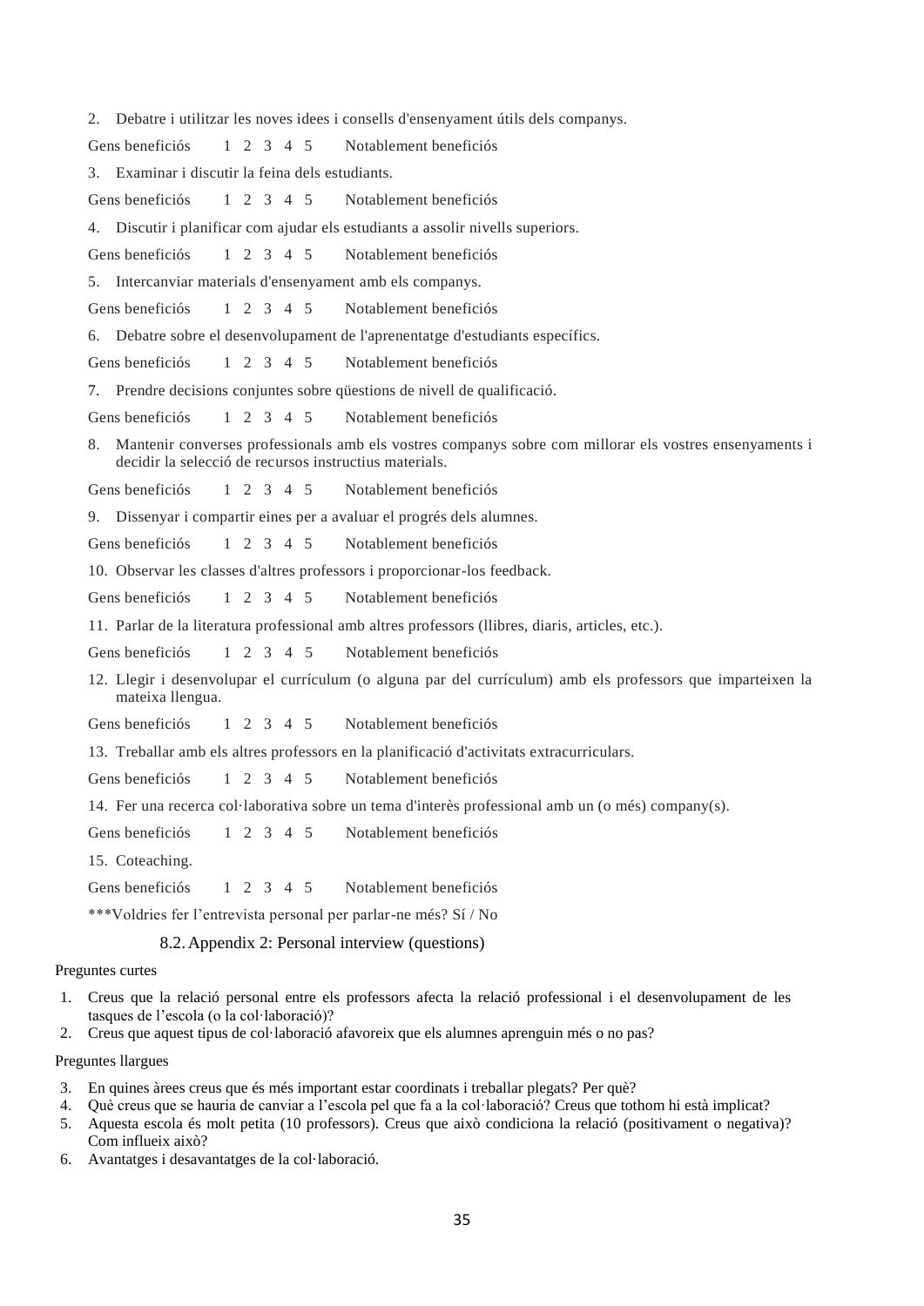2. Debatre i utilitzar les noves idees i consells d'ensenyament útils dels companys.

Gens beneficiós 1 2 3 4 5 Notablement beneficiós

3. Examinar i discutir la feina dels estudiants.

Gens beneficiós 1 2 3 4 5 Notablement beneficiós

4. Discutir i planificar com ajudar els estudiants a assolir nivells superiors.

Gens beneficiós 1 2 3 4 5 Notablement beneficiós

5. Intercanviar materials d'ensenyament amb els companys.

Gens beneficiós 1 2 3 4 5 Notablement beneficiós

6. Debatre sobre el desenvolupament de l'aprenentatge d'estudiants específics.

Gens beneficiós 1 2 3 4 5 Notablement beneficiós

7. Prendre decisions conjuntes sobre qüestions de nivell de qualificació.

Gens beneficiós 1 2 3 4 5 Notablement beneficiós

8. Mantenir converses professionals amb els vostres companys sobre com millorar els vostres ensenyaments i decidir la selecció de recursos instructius materials.

Gens beneficiós 1 2 3 4 5 Notablement beneficiós

9. Dissenyar i compartir eines per a avaluar el progrés dels alumnes.

Gens beneficiós 1 2 3 4 5 Notablement beneficiós

10. Observar les classes d'altres professors i proporcionar-los feedback.

Gens beneficiós 1 2 3 4 5 Notablement beneficiós

11. Parlar de la literatura professional amb altres professors (llibres, diaris, articles, etc.).

Gens beneficiós 1 2 3 4 5 Notablement beneficiós

12. Llegir i desenvolupar el currículum (o alguna par del currículum) amb els professors que imparteixen la mateixa llengua.

Gens beneficiós 1 2 3 4 5 Notablement beneficiós

13. Treballar amb els altres professors en la planificació d'activitats extracurriculars.

Gens beneficiós 1 2 3 4 5 Notablement beneficiós

14. Fer una recerca col·laborativa sobre un tema d'interès professional amb un (o més) company(s).

Gens beneficiós 1 2 3 4 5 Notablement beneficiós

15. Coteaching.

Gens beneficiós 1 2 3 4 5 Notablement beneficiós

***Voldries fer l'entrevista personal per parlar-ne més? Sí / No

## 8.2. Appendix 2: Personal interview (questions)

Preguntes curtes

1. Creus que la relació personal entre els professors afecta la relació professional i el desenvolupament de les tasques de l'escola (o la col·laboració)?
2. Creus que aquest tipus de col·laboració afavoreix que els alumnes aprenguin més o no pas?

Preguntes llargues

3. En quines àrees creus que és més important estar coordinats i treballar plegats? Per què?
4. Què creus que se hauria de canviar a l'escola pel que fa a la col·laboració? Creus que tothom hi està implicat?
5. Aquesta escola és molt petita (10 professors). Creus que això condiciona la relació (positivament o negativa)? Com influeix això?
6. Avantatges i desavantatges de la col·laboració.